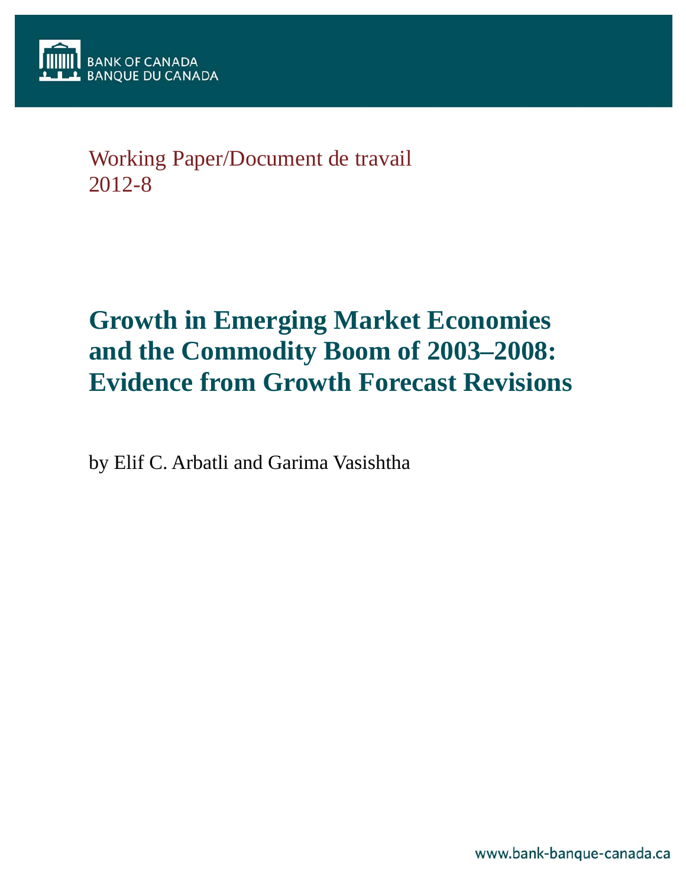BANK OF CANADA
BANQUE DU CANADA

Working Paper/Document de travail
2012-8

# Growth in Emerging Market Economies and the Commodity Boom of 2003–2008: Evidence from Growth Forecast Revisions

by Elif C. Arbatli and Garima Vasishtha

www.bank-banque-canada.ca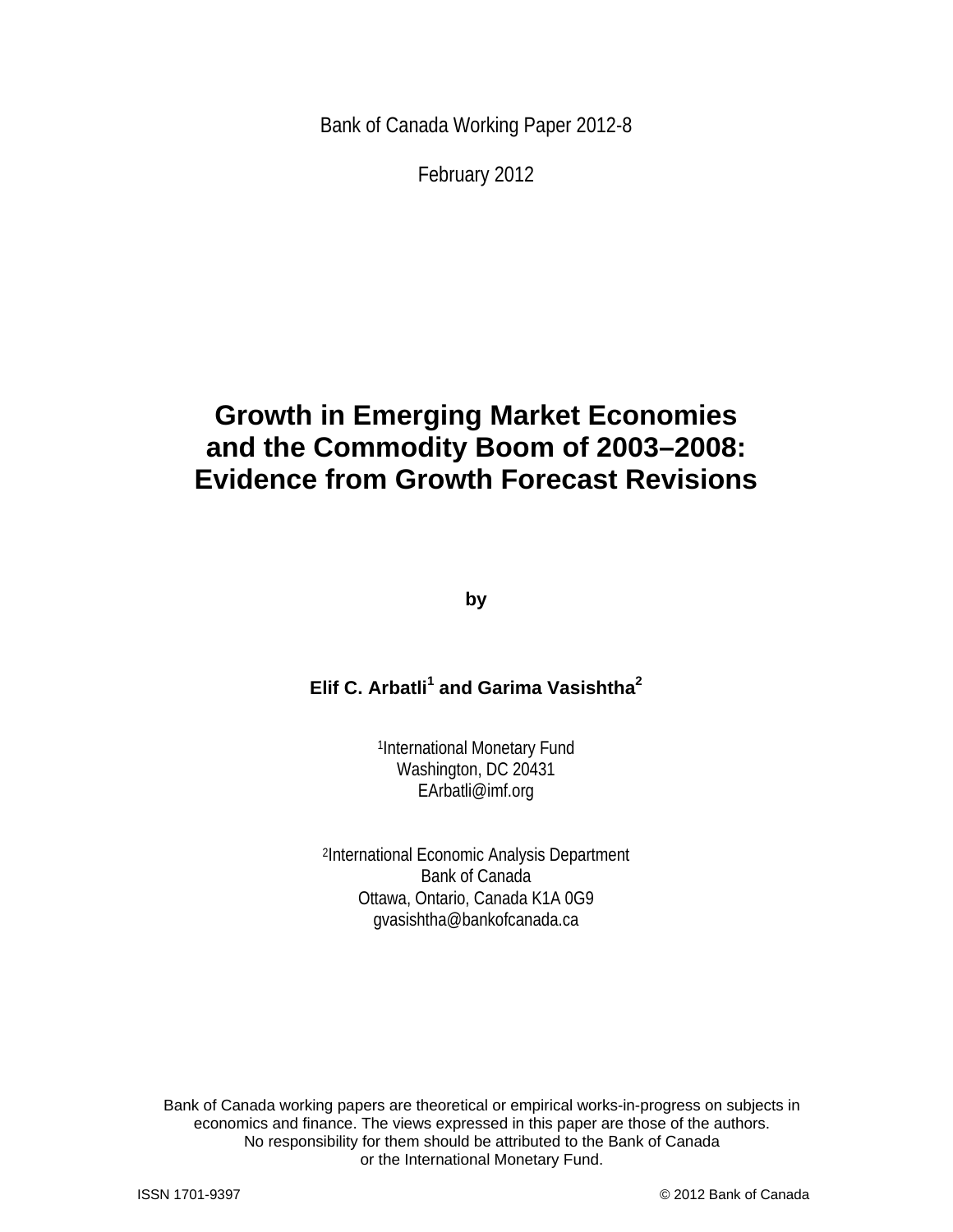Bank of Canada Working Paper 2012-8

February 2012

# Growth in Emerging Market Economies and the Commodity Boom of 2003–2008: Evidence from Growth Forecast Revisions

**by**

**Elif C. Arbatli[1] and Garima Vasishtha[2]**

[1]International Monetary Fund
Washington, DC 20431
EArbatli@imf.org

[2]International Economic Analysis Department
Bank of Canada
Ottawa, Ontario, Canada K1A 0G9
gvasishtha@bankofcanada.ca

Bank of Canada working papers are theoretical or empirical works-in-progress on subjects in economics and finance. The views expressed in this paper are those of the authors. No responsibility for them should be attributed to the Bank of Canada or the International Monetary Fund.

ISSN 1701-9397 © 2012 Bank of Canada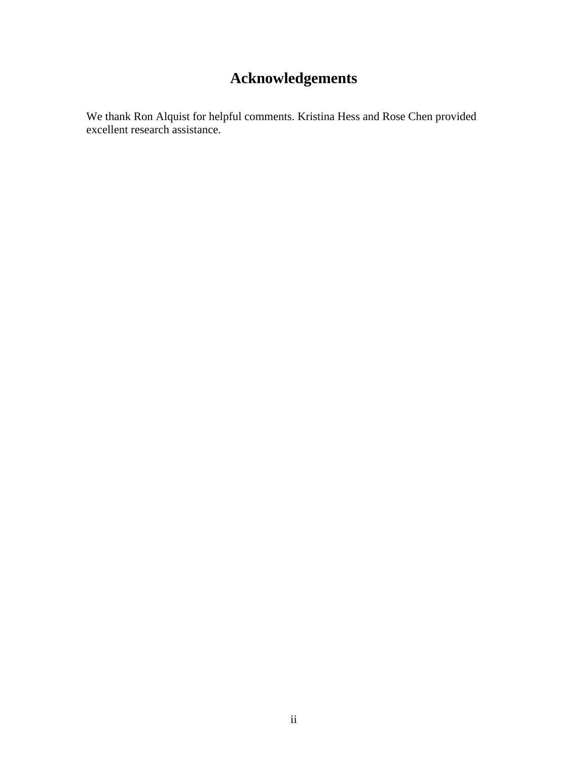# Acknowledgements

We thank Ron Alquist for helpful comments. Kristina Hess and Rose Chen provided excellent research assistance.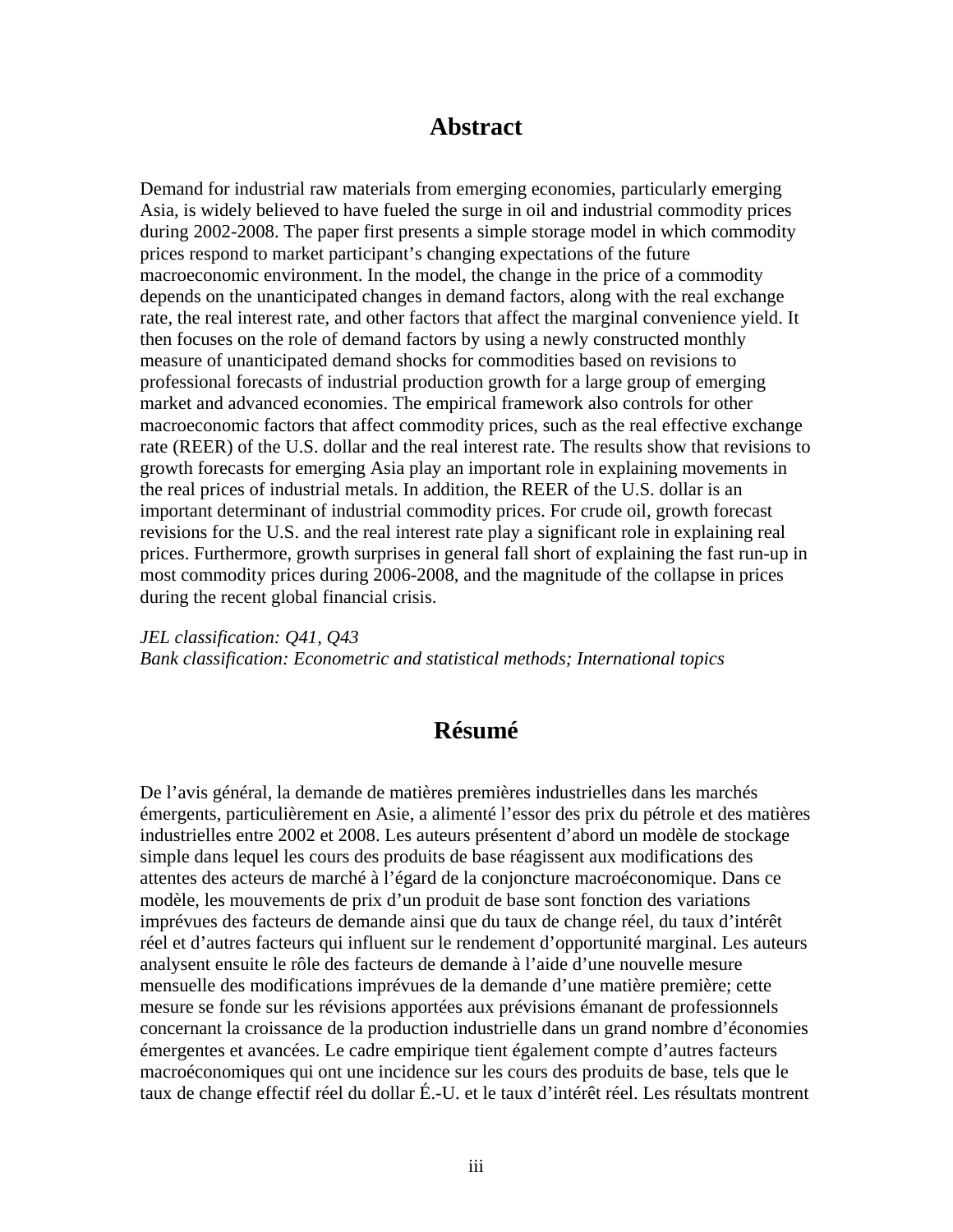## Abstract

Demand for industrial raw materials from emerging economies, particularly emerging Asia, is widely believed to have fueled the surge in oil and industrial commodity prices during 2002-2008. The paper first presents a simple storage model in which commodity prices respond to market participant's changing expectations of the future macroeconomic environment. In the model, the change in the price of a commodity depends on the unanticipated changes in demand factors, along with the real exchange rate, the real interest rate, and other factors that affect the marginal convenience yield. It then focuses on the role of demand factors by using a newly constructed monthly measure of unanticipated demand shocks for commodities based on revisions to professional forecasts of industrial production growth for a large group of emerging market and advanced economies. The empirical framework also controls for other macroeconomic factors that affect commodity prices, such as the real effective exchange rate (REER) of the U.S. dollar and the real interest rate. The results show that revisions to growth forecasts for emerging Asia play an important role in explaining movements in the real prices of industrial metals. In addition, the REER of the U.S. dollar is an important determinant of industrial commodity prices. For crude oil, growth forecast revisions for the U.S. and the real interest rate play a significant role in explaining real prices. Furthermore, growth surprises in general fall short of explaining the fast run-up in most commodity prices during 2006-2008, and the magnitude of the collapse in prices during the recent global financial crisis.

*JEL classification: Q41, Q43*
*Bank classification: Econometric and statistical methods; International topics*

## Résumé

De l'avis général, la demande de matières premières industrielles dans les marchés émergents, particulièrement en Asie, a alimenté l'essor des prix du pétrole et des matières industrielles entre 2002 et 2008. Les auteurs présentent d'abord un modèle de stockage simple dans lequel les cours des produits de base réagissent aux modifications des attentes des acteurs de marché à l'égard de la conjoncture macroéconomique. Dans ce modèle, les mouvements de prix d'un produit de base sont fonction des variations imprévues des facteurs de demande ainsi que du taux de change réel, du taux d'intérêt réel et d'autres facteurs qui influent sur le rendement d'opportunité marginal. Les auteurs analysent ensuite le rôle des facteurs de demande à l'aide d'une nouvelle mesure mensuelle des modifications imprévues de la demande d'une matière première; cette mesure se fonde sur les révisions apportées aux prévisions émanant de professionnels concernant la croissance de la production industrielle dans un grand nombre d'économies émergentes et avancées. Le cadre empirique tient également compte d'autres facteurs macroéconomiques qui ont une incidence sur les cours des produits de base, tels que le taux de change effectif réel du dollar É.-U. et le taux d'intérêt réel. Les résultats montrent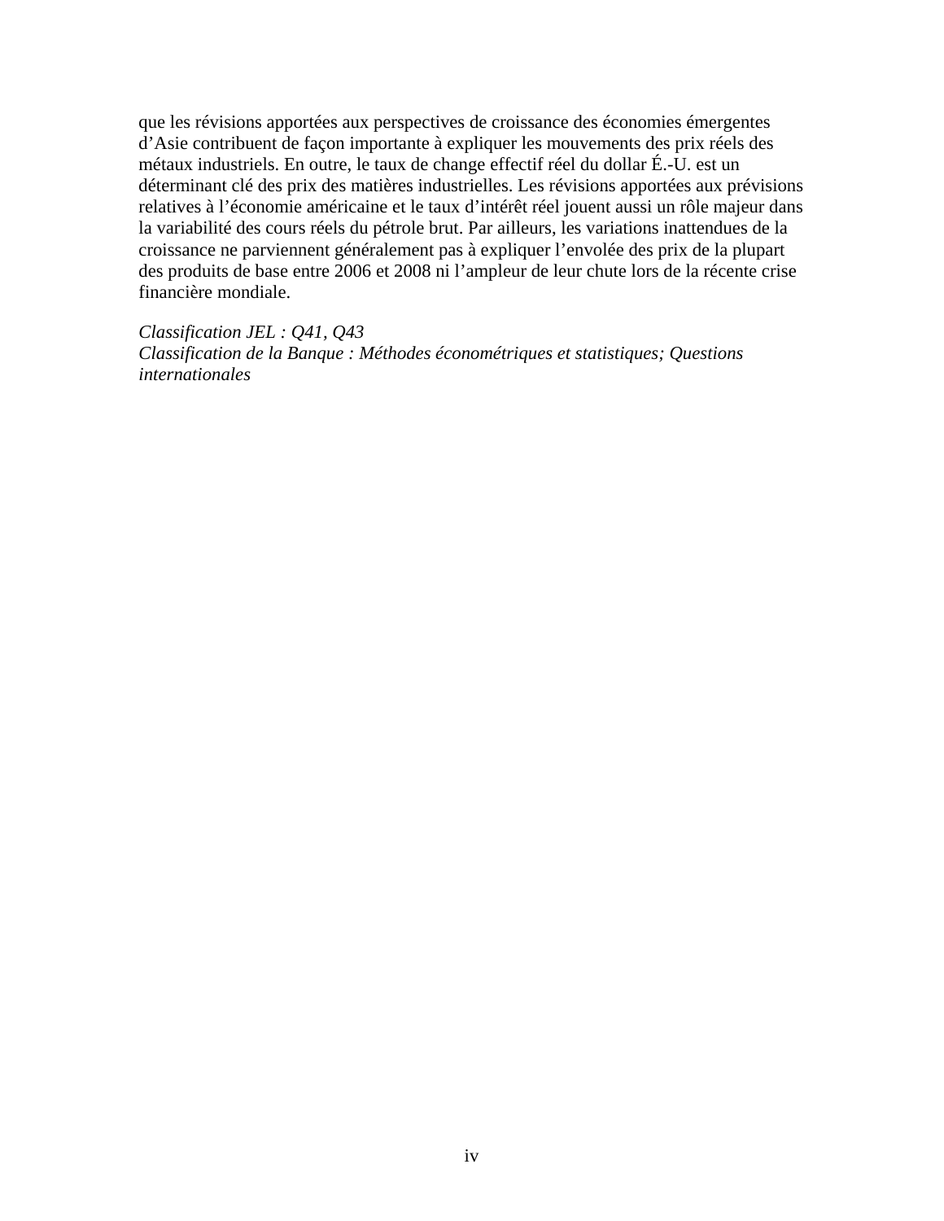que les révisions apportées aux perspectives de croissance des économies émergentes d’Asie contribuent de façon importante à expliquer les mouvements des prix réels des métaux industriels. En outre, le taux de change effectif réel du dollar É.-U. est un déterminant clé des prix des matières industrielles. Les révisions apportées aux prévisions relatives à l’économie américaine et le taux d’intérêt réel jouent aussi un rôle majeur dans la variabilité des cours réels du pétrole brut. Par ailleurs, les variations inattendues de la croissance ne parviennent généralement pas à expliquer l’envolée des prix de la plupart des produits de base entre 2006 et 2008 ni l’ampleur de leur chute lors de la récente crise financière mondiale.

*Classification JEL : Q41, Q43*
*Classification de la Banque : Méthodes économétriques et statistiques; Questions internationales*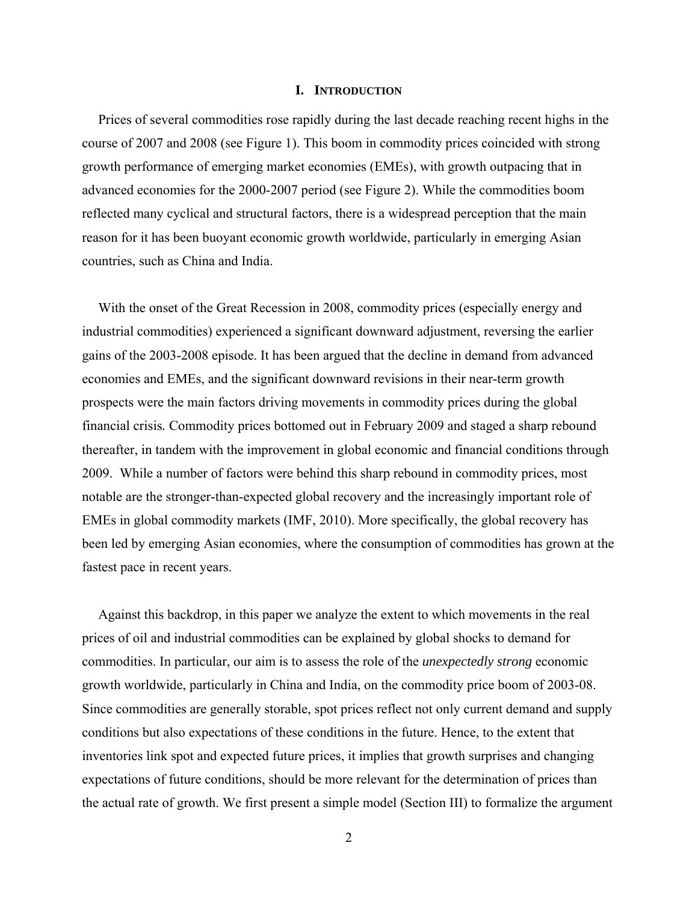# I. INTRODUCTION

Prices of several commodities rose rapidly during the last decade reaching recent highs in the course of 2007 and 2008 (see Figure 1). This boom in commodity prices coincided with strong growth performance of emerging market economies (EMEs), with growth outpacing that in advanced economies for the 2000-2007 period (see Figure 2). While the commodities boom reflected many cyclical and structural factors, there is a widespread perception that the main reason for it has been buoyant economic growth worldwide, particularly in emerging Asian countries, such as China and India.

With the onset of the Great Recession in 2008, commodity prices (especially energy and industrial commodities) experienced a significant downward adjustment, reversing the earlier gains of the 2003-2008 episode. It has been argued that the decline in demand from advanced economies and EMEs, and the significant downward revisions in their near-term growth prospects were the main factors driving movements in commodity prices during the global financial crisis. Commodity prices bottomed out in February 2009 and staged a sharp rebound thereafter, in tandem with the improvement in global economic and financial conditions through 2009. While a number of factors were behind this sharp rebound in commodity prices, most notable are the stronger-than-expected global recovery and the increasingly important role of EMEs in global commodity markets (IMF, 2010). More specifically, the global recovery has been led by emerging Asian economies, where the consumption of commodities has grown at the fastest pace in recent years.

Against this backdrop, in this paper we analyze the extent to which movements in the real prices of oil and industrial commodities can be explained by global shocks to demand for commodities. In particular, our aim is to assess the role of the *unexpectedly strong* economic growth worldwide, particularly in China and India, on the commodity price boom of 2003-08. Since commodities are generally storable, spot prices reflect not only current demand and supply conditions but also expectations of these conditions in the future. Hence, to the extent that inventories link spot and expected future prices, it implies that growth surprises and changing expectations of future conditions, should be more relevant for the determination of prices than the actual rate of growth. We first present a simple model (Section III) to formalize the argument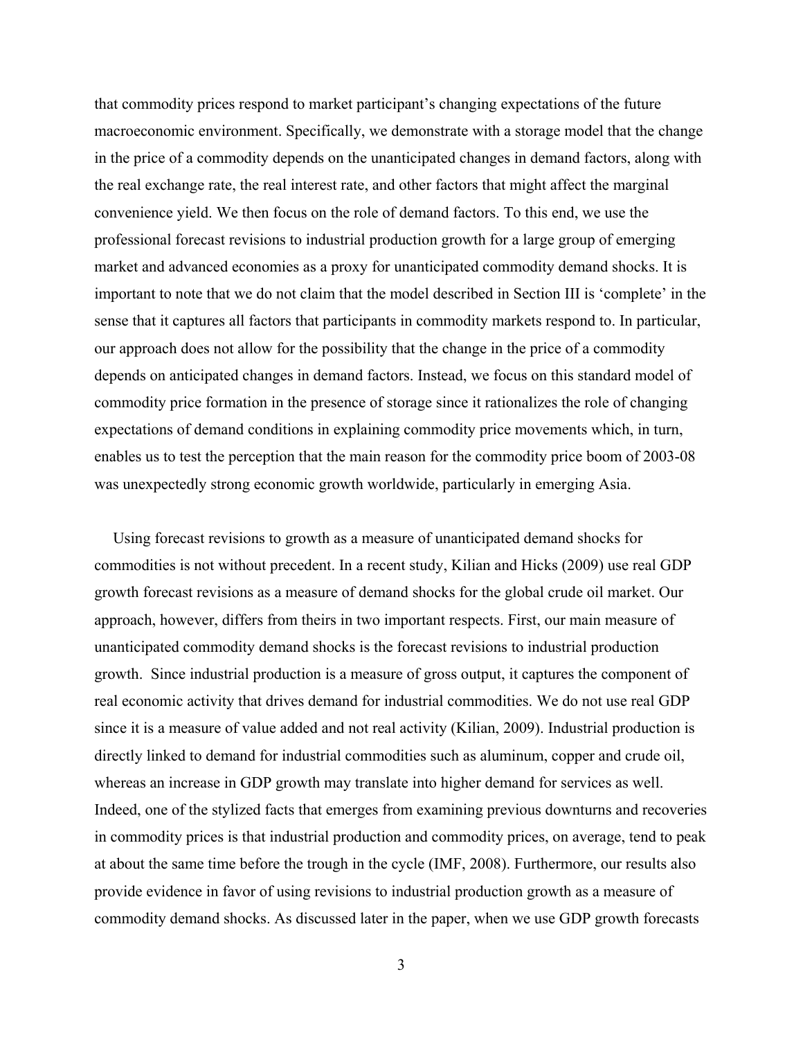that commodity prices respond to market participant's changing expectations of the future macroeconomic environment. Specifically, we demonstrate with a storage model that the change in the price of a commodity depends on the unanticipated changes in demand factors, along with the real exchange rate, the real interest rate, and other factors that might affect the marginal convenience yield. We then focus on the role of demand factors. To this end, we use the professional forecast revisions to industrial production growth for a large group of emerging market and advanced economies as a proxy for unanticipated commodity demand shocks. It is important to note that we do not claim that the model described in Section III is 'complete' in the sense that it captures all factors that participants in commodity markets respond to. In particular, our approach does not allow for the possibility that the change in the price of a commodity depends on anticipated changes in demand factors. Instead, we focus on this standard model of commodity price formation in the presence of storage since it rationalizes the role of changing expectations of demand conditions in explaining commodity price movements which, in turn, enables us to test the perception that the main reason for the commodity price boom of 2003-08 was unexpectedly strong economic growth worldwide, particularly in emerging Asia.

Using forecast revisions to growth as a measure of unanticipated demand shocks for commodities is not without precedent. In a recent study, Kilian and Hicks (2009) use real GDP growth forecast revisions as a measure of demand shocks for the global crude oil market. Our approach, however, differs from theirs in two important respects. First, our main measure of unanticipated commodity demand shocks is the forecast revisions to industrial production growth. Since industrial production is a measure of gross output, it captures the component of real economic activity that drives demand for industrial commodities. We do not use real GDP since it is a measure of value added and not real activity (Kilian, 2009). Industrial production is directly linked to demand for industrial commodities such as aluminum, copper and crude oil, whereas an increase in GDP growth may translate into higher demand for services as well. Indeed, one of the stylized facts that emerges from examining previous downturns and recoveries in commodity prices is that industrial production and commodity prices, on average, tend to peak at about the same time before the trough in the cycle (IMF, 2008). Furthermore, our results also provide evidence in favor of using revisions to industrial production growth as a measure of commodity demand shocks. As discussed later in the paper, when we use GDP growth forecasts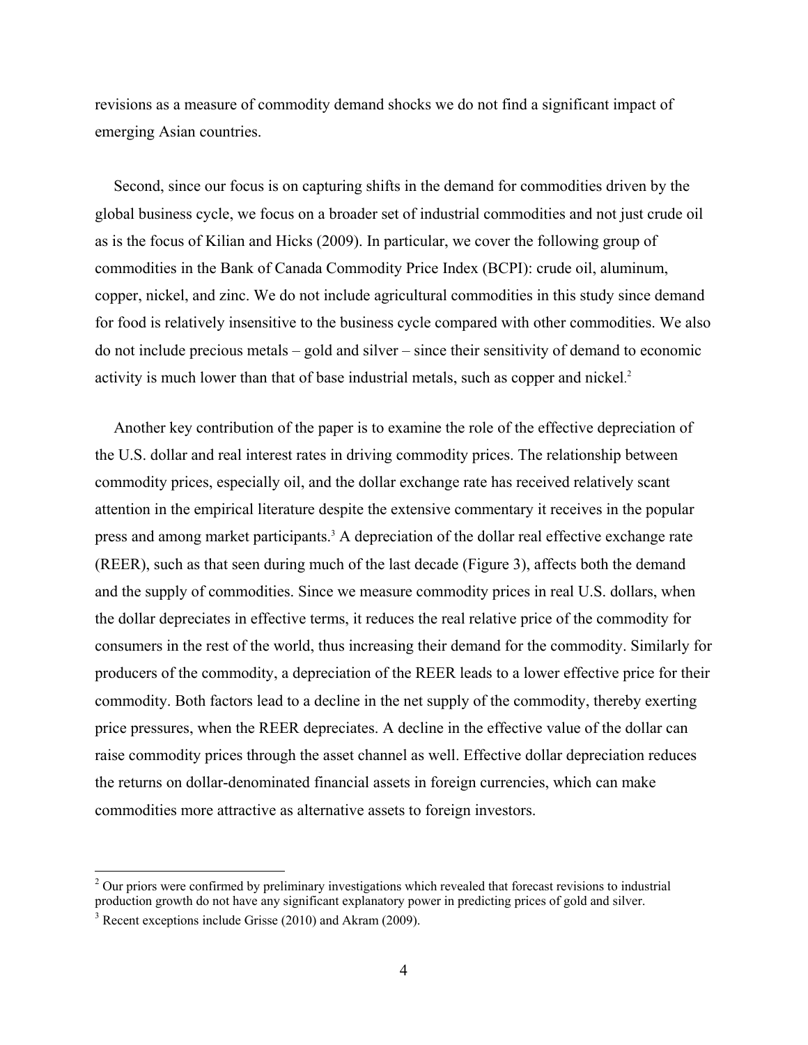revisions as a measure of commodity demand shocks we do not find a significant impact of emerging Asian countries.

Second, since our focus is on capturing shifts in the demand for commodities driven by the global business cycle, we focus on a broader set of industrial commodities and not just crude oil as is the focus of Kilian and Hicks (2009). In particular, we cover the following group of commodities in the Bank of Canada Commodity Price Index (BCPI): crude oil, aluminum, copper, nickel, and zinc. We do not include agricultural commodities in this study since demand for food is relatively insensitive to the business cycle compared with other commodities. We also do not include precious metals – gold and silver – since their sensitivity of demand to economic activity is much lower than that of base industrial metals, such as copper and nickel.[2]

Another key contribution of the paper is to examine the role of the effective depreciation of the U.S. dollar and real interest rates in driving commodity prices. The relationship between commodity prices, especially oil, and the dollar exchange rate has received relatively scant attention in the empirical literature despite the extensive commentary it receives in the popular press and among market participants.[3] A depreciation of the dollar real effective exchange rate (REER), such as that seen during much of the last decade (Figure 3), affects both the demand and the supply of commodities. Since we measure commodity prices in real U.S. dollars, when the dollar depreciates in effective terms, it reduces the real relative price of the commodity for consumers in the rest of the world, thus increasing their demand for the commodity. Similarly for producers of the commodity, a depreciation of the REER leads to a lower effective price for their commodity. Both factors lead to a decline in the net supply of the commodity, thereby exerting price pressures, when the REER depreciates. A decline in the effective value of the dollar can raise commodity prices through the asset channel as well. Effective dollar depreciation reduces the returns on dollar-denominated financial assets in foreign currencies, which can make commodities more attractive as alternative assets to foreign investors.

---

[2] Our priors were confirmed by preliminary investigations which revealed that forecast revisions to industrial production growth do not have any significant explanatory power in predicting prices of gold and silver.

[3] Recent exceptions include Grisse (2010) and Akram (2009).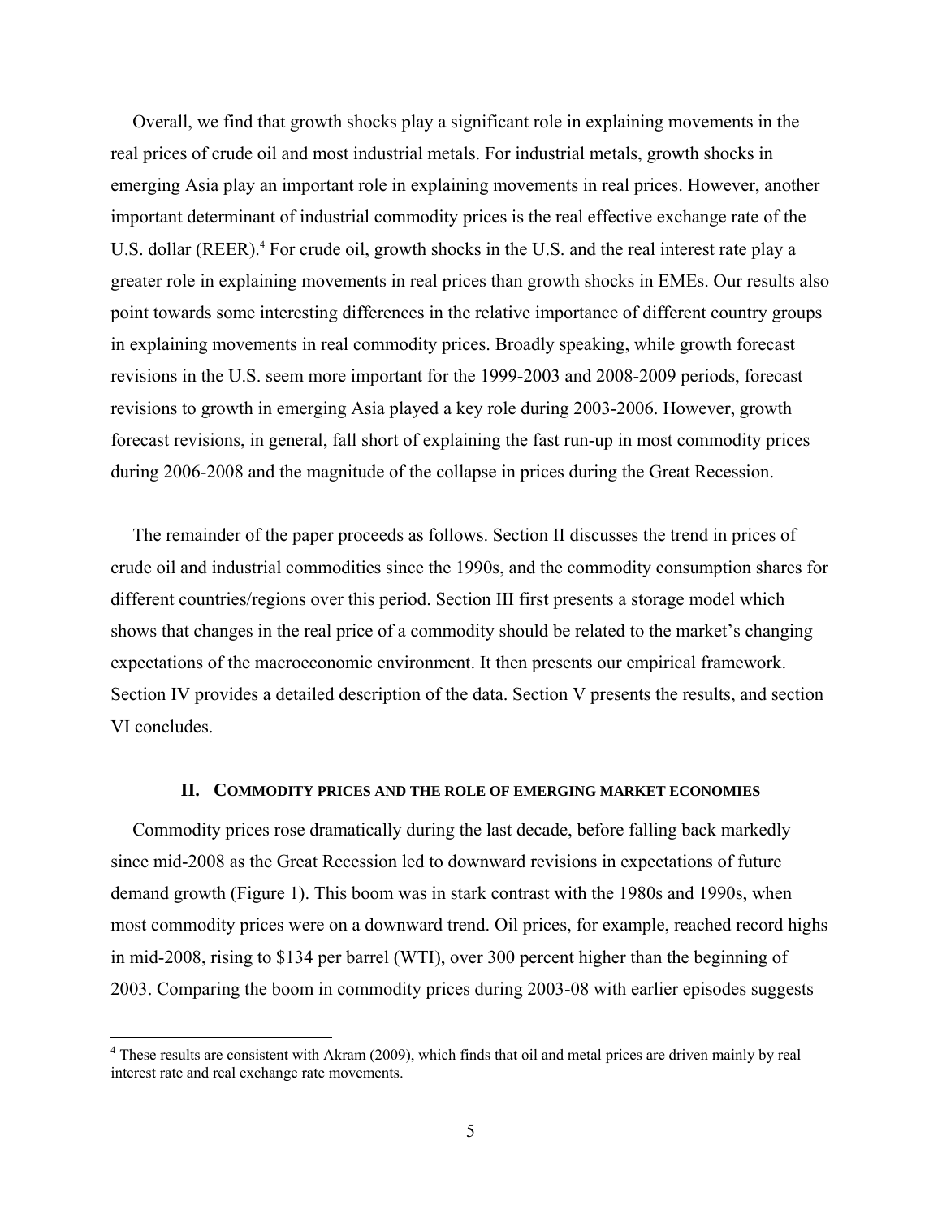Overall, we find that growth shocks play a significant role in explaining movements in the real prices of crude oil and most industrial metals. For industrial metals, growth shocks in emerging Asia play an important role in explaining movements in real prices. However, another important determinant of industrial commodity prices is the real effective exchange rate of the U.S. dollar (REER).[4] For crude oil, growth shocks in the U.S. and the real interest rate play a greater role in explaining movements in real prices than growth shocks in EMEs. Our results also point towards some interesting differences in the relative importance of different country groups in explaining movements in real commodity prices. Broadly speaking, while growth forecast revisions in the U.S. seem more important for the 1999-2003 and 2008-2009 periods, forecast revisions to growth in emerging Asia played a key role during 2003-2006. However, growth forecast revisions, in general, fall short of explaining the fast run-up in most commodity prices during 2006-2008 and the magnitude of the collapse in prices during the Great Recession.

The remainder of the paper proceeds as follows. Section II discusses the trend in prices of crude oil and industrial commodities since the 1990s, and the commodity consumption shares for different countries/regions over this period. Section III first presents a storage model which shows that changes in the real price of a commodity should be related to the market's changing expectations of the macroeconomic environment. It then presents our empirical framework. Section IV provides a detailed description of the data. Section V presents the results, and section VI concludes.

## II. Commodity Prices and the Role of Emerging Market Economies

Commodity prices rose dramatically during the last decade, before falling back markedly since mid-2008 as the Great Recession led to downward revisions in expectations of future demand growth (Figure 1). This boom was in stark contrast with the 1980s and 1990s, when most commodity prices were on a downward trend. Oil prices, for example, reached record highs in mid-2008, rising to $134 per barrel (WTI), over 300 percent higher than the beginning of 2003. Comparing the boom in commodity prices during 2003-08 with earlier episodes suggests

[4] These results are consistent with Akram (2009), which finds that oil and metal prices are driven mainly by real interest rate and real exchange rate movements.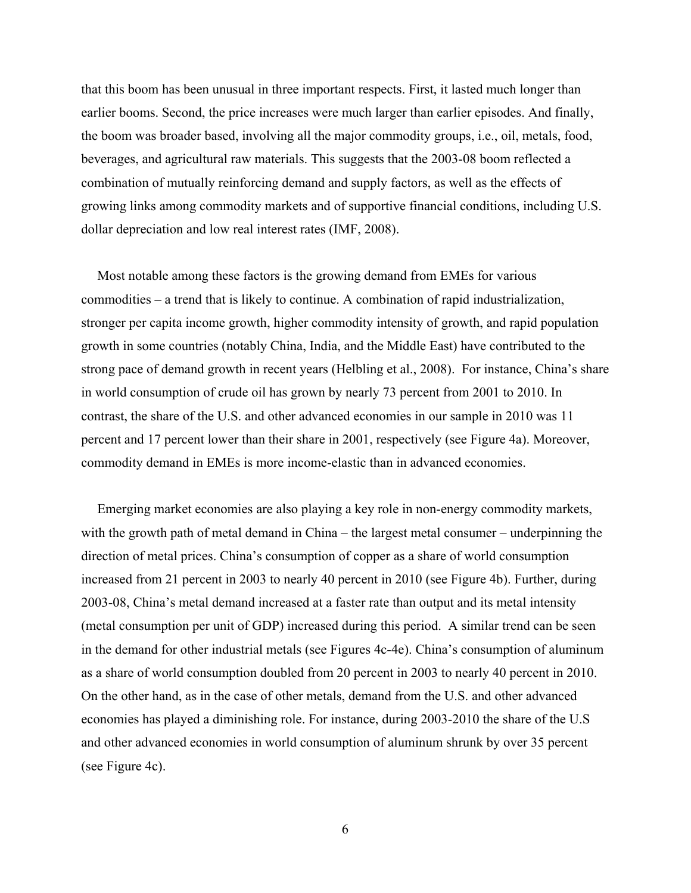that this boom has been unusual in three important respects. First, it lasted much longer than earlier booms. Second, the price increases were much larger than earlier episodes. And finally, the boom was broader based, involving all the major commodity groups, i.e., oil, metals, food, beverages, and agricultural raw materials. This suggests that the 2003-08 boom reflected a combination of mutually reinforcing demand and supply factors, as well as the effects of growing links among commodity markets and of supportive financial conditions, including U.S. dollar depreciation and low real interest rates (IMF, 2008).

Most notable among these factors is the growing demand from EMEs for various commodities – a trend that is likely to continue. A combination of rapid industrialization, stronger per capita income growth, higher commodity intensity of growth, and rapid population growth in some countries (notably China, India, and the Middle East) have contributed to the strong pace of demand growth in recent years (Helbling et al., 2008). For instance, China's share in world consumption of crude oil has grown by nearly 73 percent from 2001 to 2010. In contrast, the share of the U.S. and other advanced economies in our sample in 2010 was 11 percent and 17 percent lower than their share in 2001, respectively (see Figure 4a). Moreover, commodity demand in EMEs is more income-elastic than in advanced economies.

Emerging market economies are also playing a key role in non-energy commodity markets, with the growth path of metal demand in China – the largest metal consumer – underpinning the direction of metal prices. China's consumption of copper as a share of world consumption increased from 21 percent in 2003 to nearly 40 percent in 2010 (see Figure 4b). Further, during 2003-08, China's metal demand increased at a faster rate than output and its metal intensity (metal consumption per unit of GDP) increased during this period. A similar trend can be seen in the demand for other industrial metals (see Figures 4c-4e). China's consumption of aluminum as a share of world consumption doubled from 20 percent in 2003 to nearly 40 percent in 2010. On the other hand, as in the case of other metals, demand from the U.S. and other advanced economies has played a diminishing role. For instance, during 2003-2010 the share of the U.S and other advanced economies in world consumption of aluminum shrunk by over 35 percent (see Figure 4c).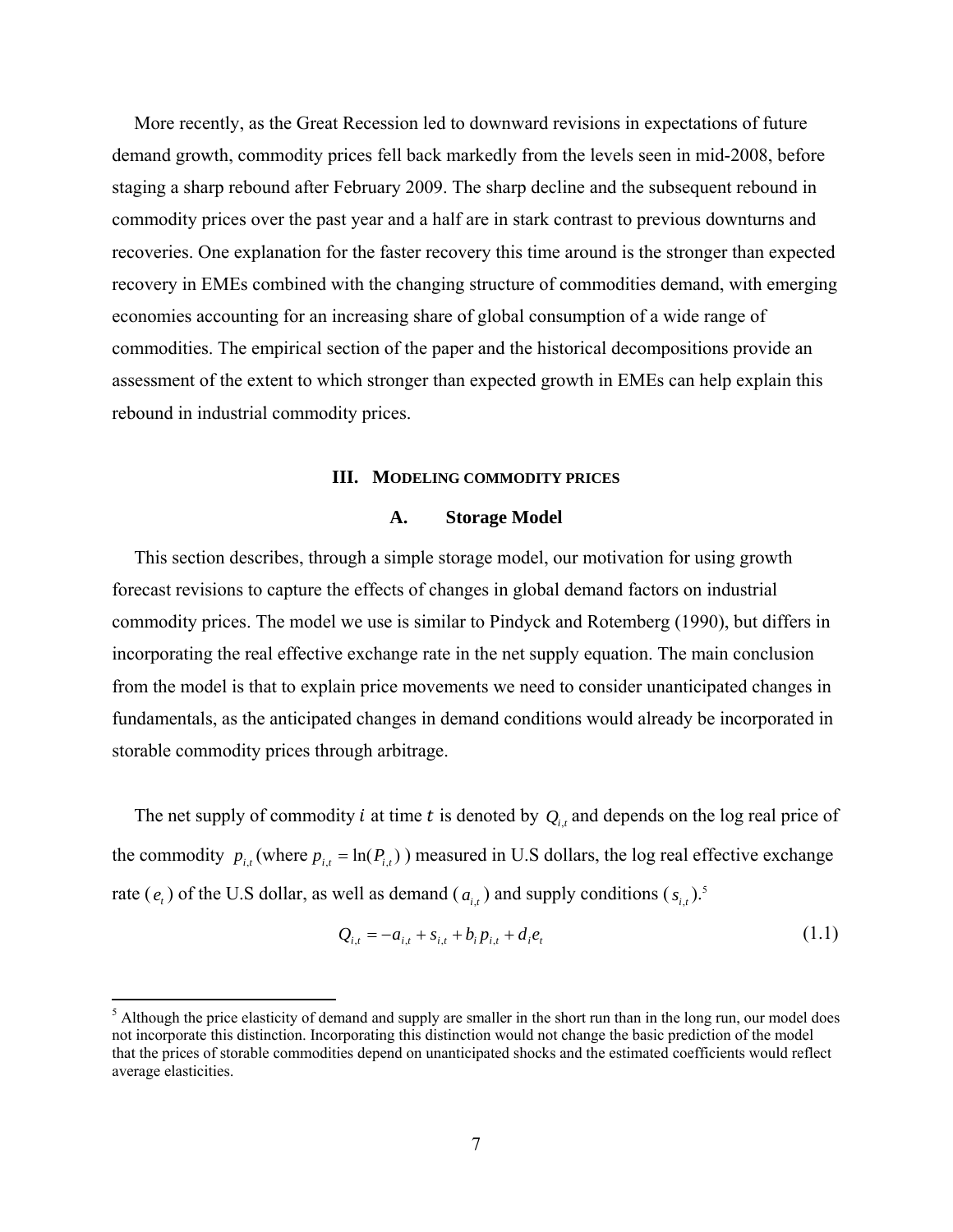More recently, as the Great Recession led to downward revisions in expectations of future demand growth, commodity prices fell back markedly from the levels seen in mid-2008, before staging a sharp rebound after February 2009. The sharp decline and the subsequent rebound in commodity prices over the past year and a half are in stark contrast to previous downturns and recoveries. One explanation for the faster recovery this time around is the stronger than expected recovery in EMEs combined with the changing structure of commodities demand, with emerging economies accounting for an increasing share of global consumption of a wide range of commodities. The empirical section of the paper and the historical decompositions provide an assessment of the extent to which stronger than expected growth in EMEs can help explain this rebound in industrial commodity prices.

## III. Modeling Commodity Prices

### A. Storage Model

This section describes, through a simple storage model, our motivation for using growth forecast revisions to capture the effects of changes in global demand factors on industrial commodity prices. The model we use is similar to Pindyck and Rotemberg (1990), but differs in incorporating the real effective exchange rate in the net supply equation. The main conclusion from the model is that to explain price movements we need to consider unanticipated changes in fundamentals, as the anticipated changes in demand conditions would already be incorporated in storable commodity prices through arbitrage.

The net supply of commodity $i$ at time $t$ is denoted by $Q_{i,t}$ and depends on the log real price of the commodity $p_{i,t}$ (where $p_{i,t} = \ln(P_{i,t})$ ) measured in U.S dollars, the log real effective exchange rate ($e_t$) of the U.S dollar, as well as demand ($a_{i,t}$) and supply conditions ($s_{i,t}$).[5]

$$Q_{i,t} = -a_{i,t} + s_{i,t} + b_i p_{i,t} + d_i e_t \tag{1.1}$$

[5] Although the price elasticity of demand and supply are smaller in the short run than in the long run, our model does not incorporate this distinction. Incorporating this distinction would not change the basic prediction of the model that the prices of storable commodities depend on unanticipated shocks and the estimated coefficients would reflect average elasticities.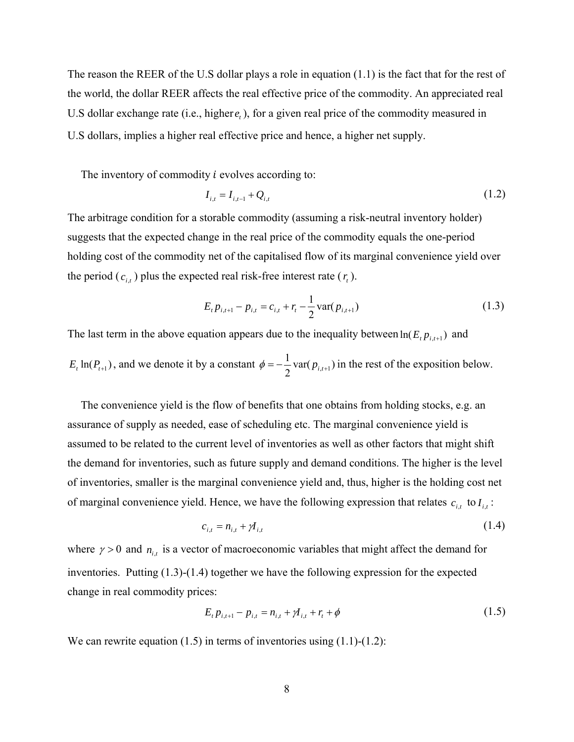The reason the REER of the U.S dollar plays a role in equation (1.1) is the fact that for the rest of the world, the dollar REER affects the real effective price of the commodity. An appreciated real U.S dollar exchange rate (i.e., higher $e_t$), for a given real price of the commodity measured in U.S dollars, implies a higher real effective price and hence, a higher net supply.

The inventory of commodity $i$ evolves according to:

$$I_{i,t} = I_{i,t-1} + Q_{i,t} \tag{1.2}$$

The arbitrage condition for a storable commodity (assuming a risk-neutral inventory holder) suggests that the expected change in the real price of the commodity equals the one-period holding cost of the commodity net of the capitalised flow of its marginal convenience yield over the period ($c_{i,t}$) plus the expected real risk-free interest rate ($r_t$).

$$E_t p_{i,t+1} - p_{i,t} = c_{i,t} + r_t - \frac{1}{2}\text{var}(p_{i,t+1}) \tag{1.3}$$

The last term in the above equation appears due to the inequality between $\ln(E_t p_{i,t+1})$ and $E_t \ln(P_{t+1})$, and we denote it by a constant $\phi = -\frac{1}{2}\text{var}(p_{i,t+1})$ in the rest of the exposition below.

The convenience yield is the flow of benefits that one obtains from holding stocks, e.g. an assurance of supply as needed, ease of scheduling etc. The marginal convenience yield is assumed to be related to the current level of inventories as well as other factors that might shift the demand for inventories, such as future supply and demand conditions. The higher is the level of inventories, smaller is the marginal convenience yield and, thus, higher is the holding cost net of marginal convenience yield. Hence, we have the following expression that relates $c_{i,t}$ to $I_{i,t}$:

$$c_{i,t} = n_{i,t} + \gamma I_{i,t} \tag{1.4}$$

where $\gamma > 0$ and $n_{i,t}$ is a vector of macroeconomic variables that might affect the demand for inventories. Putting (1.3)-(1.4) together we have the following expression for the expected change in real commodity prices:

$$E_t p_{i,t+1} - p_{i,t} = n_{i,t} + \gamma I_{i,t} + r_t + \phi \tag{1.5}$$

We can rewrite equation (1.5) in terms of inventories using (1.1)-(1.2):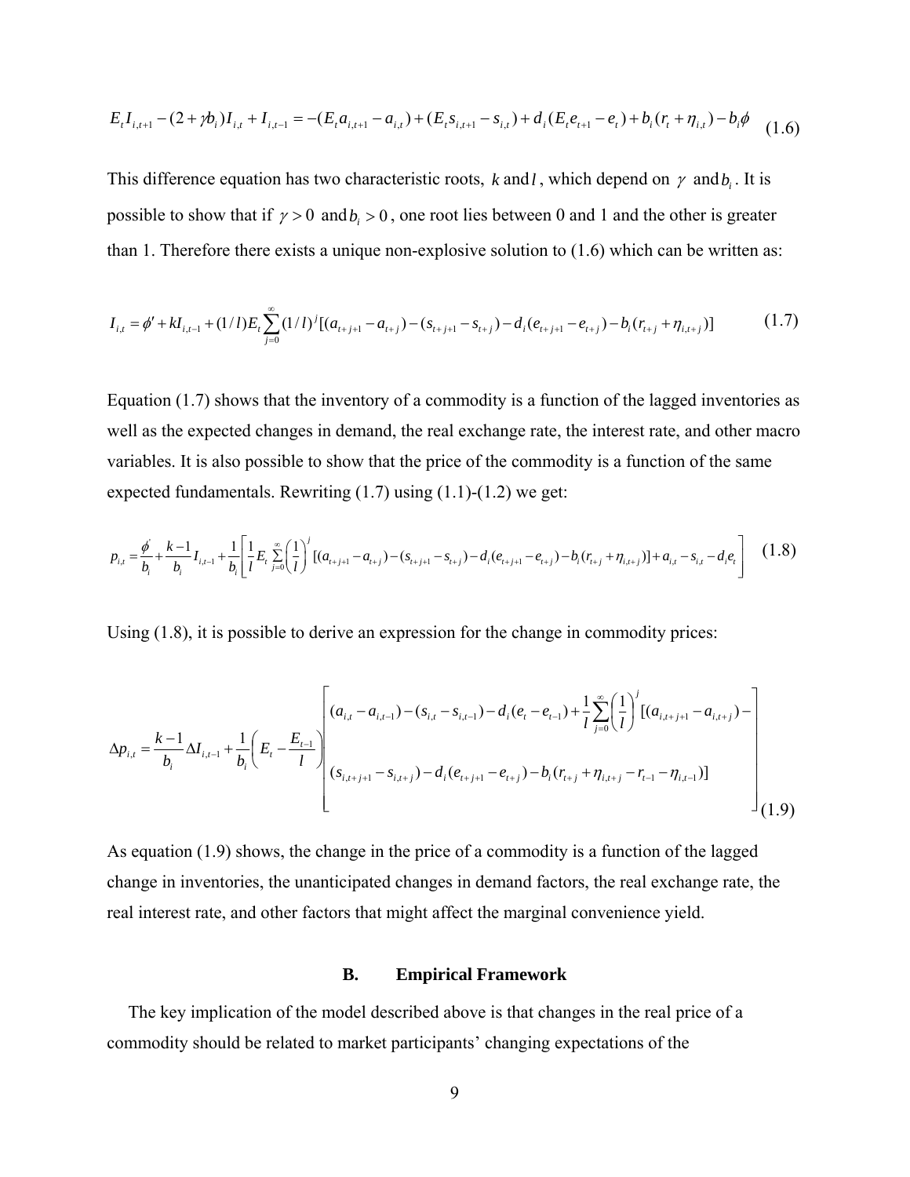$$E_t I_{i,t+1} - (2 + \gamma b_i) I_{i,t} + I_{i,t-1} = -(E_t a_{i,t+1} - a_{i,t}) + (E_t s_{i,t+1} - s_{i,t}) + d_i (E_t e_{t+1} - e_t) + b_i (r_t + \eta_{i,t}) - b_i \phi \tag{1.6}$$

This difference equation has two characteristic roots, $k$ and $l$, which depend on $\gamma$ and $b_i$. It is possible to show that if $\gamma > 0$ and $b_i > 0$, one root lies between 0 and 1 and the other is greater than 1. Therefore there exists a unique non-explosive solution to (1.6) which can be written as:

$$I_{i,t} = \phi' + k I_{i,t-1} + (1/l) E_t \sum_{j=0}^{\infty} (1/l)^j [(a_{t+j+1} - a_{t+j}) - (s_{t+j+1} - s_{t+j}) - d_i (e_{t+j+1} - e_{t+j}) - b_i (r_{t+j} + \eta_{i,t+j})] \tag{1.7}$$

Equation (1.7) shows that the inventory of a commodity is a function of the lagged inventories as well as the expected changes in demand, the real exchange rate, the interest rate, and other macro variables. It is also possible to show that the price of the commodity is a function of the same expected fundamentals. Rewriting (1.7) using (1.1)-(1.2) we get:

$$p_{i,t} = \frac{\phi'}{b_i} + \frac{k-1}{b_i} I_{i,t-1} + \frac{1}{b_i} \left[ \frac{1}{l} E_t \sum_{j=0}^{\infty} \left( \frac{1}{l} \right)^j [(a_{t+j+1} - a_{t+j}) - (s_{t+j+1} - s_{t+j}) - d_i (e_{t+j+1} - e_{t+j}) - b_i (r_{t+j} + \eta_{i,t+j})] + a_{i,t} - s_{i,t} - d_i e_t \right] \tag{1.8}$$

Using (1.8), it is possible to derive an expression for the change in commodity prices:

$$\Delta p_{i,t} = \frac{k-1}{b_i} \Delta I_{i,t-1} + \frac{1}{b_i} \left( E_t - \frac{E_{t-1}}{l} \right) \left[ \begin{array}{l} (a_{i,t} - a_{i,t-1}) - (s_{i,t} - s_{i,t-1}) - d_i (e_t - e_{t-1}) + \frac{1}{l} \sum_{j=0}^{\infty} \left( \frac{1}{l} \right)^j [(a_{i,t+j+1} - a_{i,t+j}) - \\ (s_{i,t+j+1} - s_{i,t+j}) - d_i (e_{t+j+1} - e_{t+j}) - b_i (r_{t+j} + \eta_{i,t+j} - r_{t-1} - \eta_{i,t-1})] \end{array} \right] \tag{1.9}$$

As equation (1.9) shows, the change in the price of a commodity is a function of the lagged change in inventories, the unanticipated changes in demand factors, the real exchange rate, the real interest rate, and other factors that might affect the marginal convenience yield.

### B. Empirical Framework

The key implication of the model described above is that changes in the real price of a commodity should be related to market participants' changing expectations of the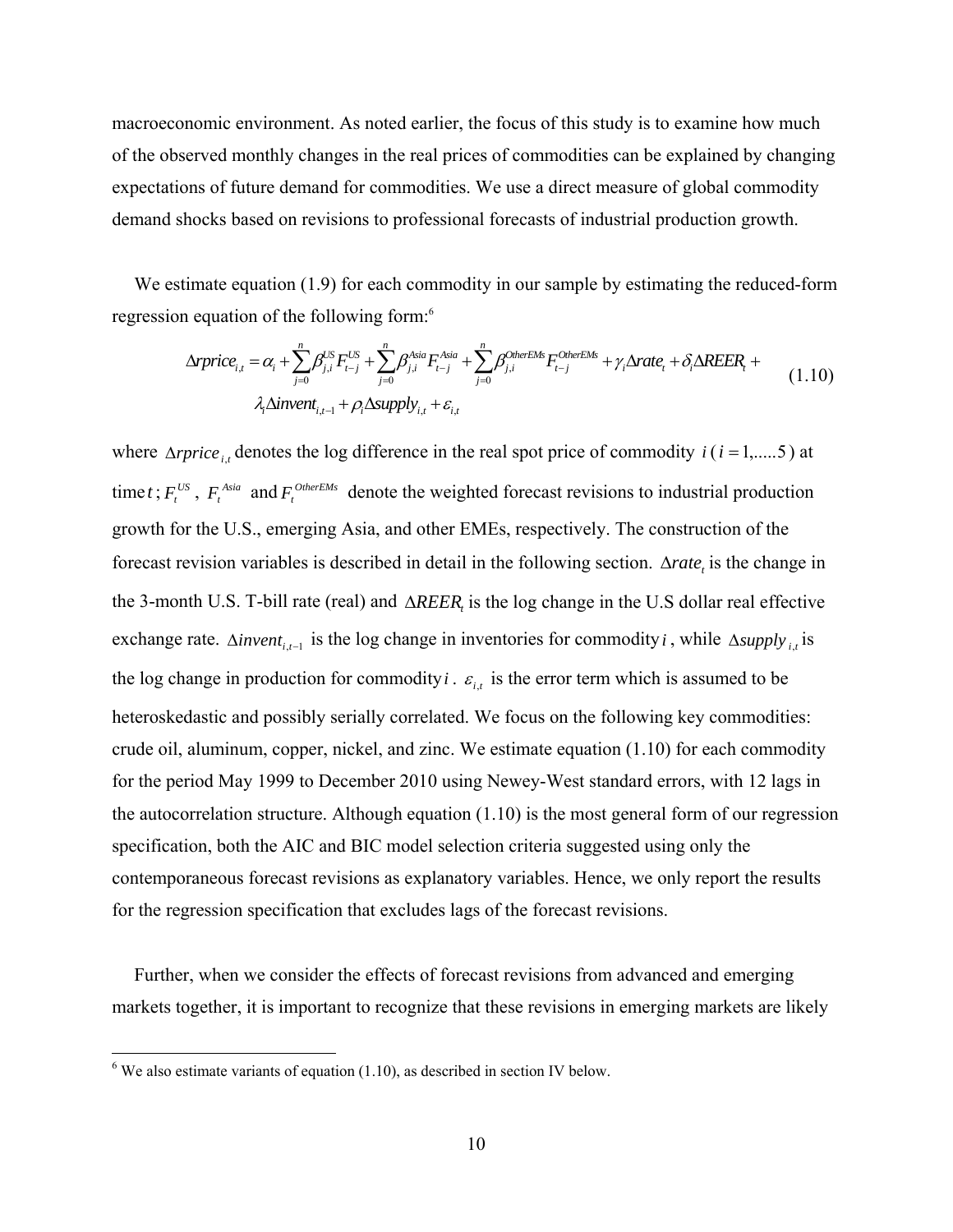macroeconomic environment. As noted earlier, the focus of this study is to examine how much of the observed monthly changes in the real prices of commodities can be explained by changing expectations of future demand for commodities. We use a direct measure of global commodity demand shocks based on revisions to professional forecasts of industrial production growth.

We estimate equation (1.9) for each commodity in our sample by estimating the reduced-form regression equation of the following form:[6]

$$\Delta rprice_{i,t} = \alpha_i + \sum_{j=0}^{n} \beta_{j,i}^{US} F_{t-j}^{US} + \sum_{j=0}^{n} \beta_{j,i}^{Asia} F_{t-j}^{Asia} + \sum_{j=0}^{n} \beta_{j,i}^{OtherEMs} F_{t-j}^{OtherEMs} + \gamma_i \Delta rate_t + \delta_i \Delta REER_t + \lambda_i \Delta invent_{i,t-1} + \rho_i \Delta supply_{i,t} + \varepsilon_{i,t} \tag{1.10}$$

where $\Delta rprice_{i,t}$ denotes the log difference in the real spot price of commodity $i$ ($i = 1,.....5$) at time $t$; $F_t^{US}$, $F_t^{Asia}$ and $F_t^{OtherEMs}$ denote the weighted forecast revisions to industrial production growth for the U.S., emerging Asia, and other EMEs, respectively. The construction of the forecast revision variables is described in detail in the following section. $\Delta rate_t$ is the change in the 3-month U.S. T-bill rate (real) and $\Delta REER_t$ is the log change in the U.S dollar real effective exchange rate. $\Delta invent_{i,t-1}$ is the log change in inventories for commodity $i$, while $\Delta supply_{i,t}$ is the log change in production for commodity $i$. $\varepsilon_{i,t}$ is the error term which is assumed to be heteroskedastic and possibly serially correlated. We focus on the following key commodities: crude oil, aluminum, copper, nickel, and zinc. We estimate equation (1.10) for each commodity for the period May 1999 to December 2010 using Newey-West standard errors, with 12 lags in the autocorrelation structure. Although equation (1.10) is the most general form of our regression specification, both the AIC and BIC model selection criteria suggested using only the contemporaneous forecast revisions as explanatory variables. Hence, we only report the results for the regression specification that excludes lags of the forecast revisions.

Further, when we consider the effects of forecast revisions from advanced and emerging markets together, it is important to recognize that these revisions in emerging markets are likely

[6] We also estimate variants of equation (1.10), as described in section IV below.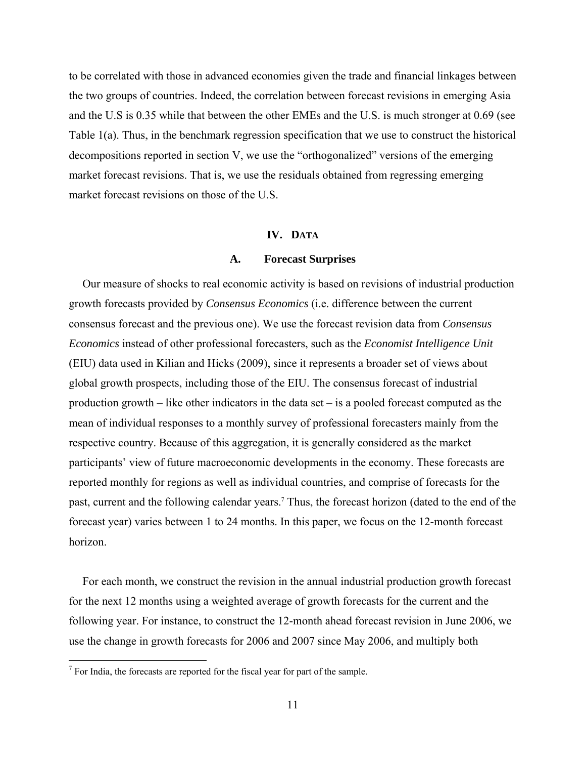to be correlated with those in advanced economies given the trade and financial linkages between the two groups of countries. Indeed, the correlation between forecast revisions in emerging Asia and the U.S is 0.35 while that between the other EMEs and the U.S. is much stronger at 0.69 (see Table 1(a). Thus, in the benchmark regression specification that we use to construct the historical decompositions reported in section V, we use the "orthogonalized" versions of the emerging market forecast revisions. That is, we use the residuals obtained from regressing emerging market forecast revisions on those of the U.S.

## IV. Data

### A. Forecast Surprises

Our measure of shocks to real economic activity is based on revisions of industrial production growth forecasts provided by *Consensus Economics* (i.e. difference between the current consensus forecast and the previous one). We use the forecast revision data from *Consensus Economics* instead of other professional forecasters, such as the *Economist Intelligence Unit* (EIU) data used in Kilian and Hicks (2009), since it represents a broader set of views about global growth prospects, including those of the EIU. The consensus forecast of industrial production growth – like other indicators in the data set – is a pooled forecast computed as the mean of individual responses to a monthly survey of professional forecasters mainly from the respective country. Because of this aggregation, it is generally considered as the market participants' view of future macroeconomic developments in the economy. These forecasts are reported monthly for regions as well as individual countries, and comprise of forecasts for the past, current and the following calendar years.[7] Thus, the forecast horizon (dated to the end of the forecast year) varies between 1 to 24 months. In this paper, we focus on the 12-month forecast horizon.

For each month, we construct the revision in the annual industrial production growth forecast for the next 12 months using a weighted average of growth forecasts for the current and the following year. For instance, to construct the 12-month ahead forecast revision in June 2006, we use the change in growth forecasts for 2006 and 2007 since May 2006, and multiply both

[7] For India, the forecasts are reported for the fiscal year for part of the sample.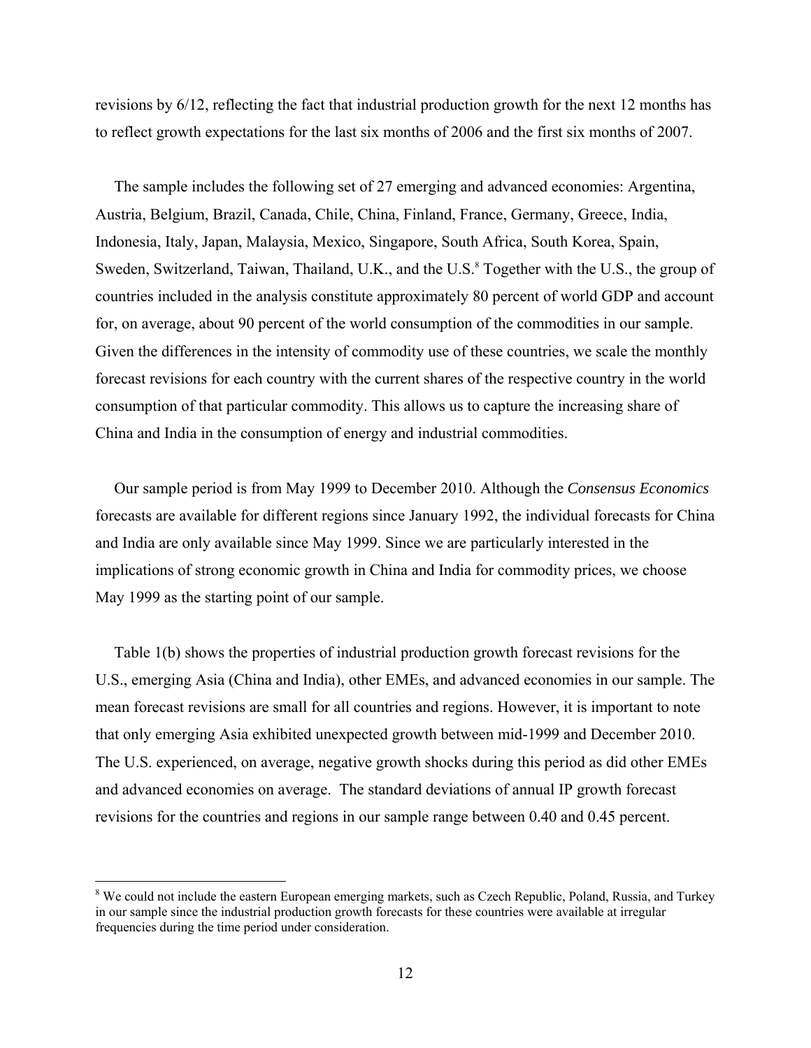revisions by 6/12, reflecting the fact that industrial production growth for the next 12 months has to reflect growth expectations for the last six months of 2006 and the first six months of 2007.

The sample includes the following set of 27 emerging and advanced economies: Argentina, Austria, Belgium, Brazil, Canada, Chile, China, Finland, France, Germany, Greece, India, Indonesia, Italy, Japan, Malaysia, Mexico, Singapore, South Africa, South Korea, Spain, Sweden, Switzerland, Taiwan, Thailand, U.K., and the U.S.[8] Together with the U.S., the group of countries included in the analysis constitute approximately 80 percent of world GDP and account for, on average, about 90 percent of the world consumption of the commodities in our sample. Given the differences in the intensity of commodity use of these countries, we scale the monthly forecast revisions for each country with the current shares of the respective country in the world consumption of that particular commodity. This allows us to capture the increasing share of China and India in the consumption of energy and industrial commodities.

Our sample period is from May 1999 to December 2010. Although the *Consensus Economics* forecasts are available for different regions since January 1992, the individual forecasts for China and India are only available since May 1999. Since we are particularly interested in the implications of strong economic growth in China and India for commodity prices, we choose May 1999 as the starting point of our sample.

Table 1(b) shows the properties of industrial production growth forecast revisions for the U.S., emerging Asia (China and India), other EMEs, and advanced economies in our sample. The mean forecast revisions are small for all countries and regions. However, it is important to note that only emerging Asia exhibited unexpected growth between mid-1999 and December 2010. The U.S. experienced, on average, negative growth shocks during this period as did other EMEs and advanced economies on average. The standard deviations of annual IP growth forecast revisions for the countries and regions in our sample range between 0.40 and 0.45 percent.

[8] We could not include the eastern European emerging markets, such as Czech Republic, Poland, Russia, and Turkey in our sample since the industrial production growth forecasts for these countries were available at irregular frequencies during the time period under consideration.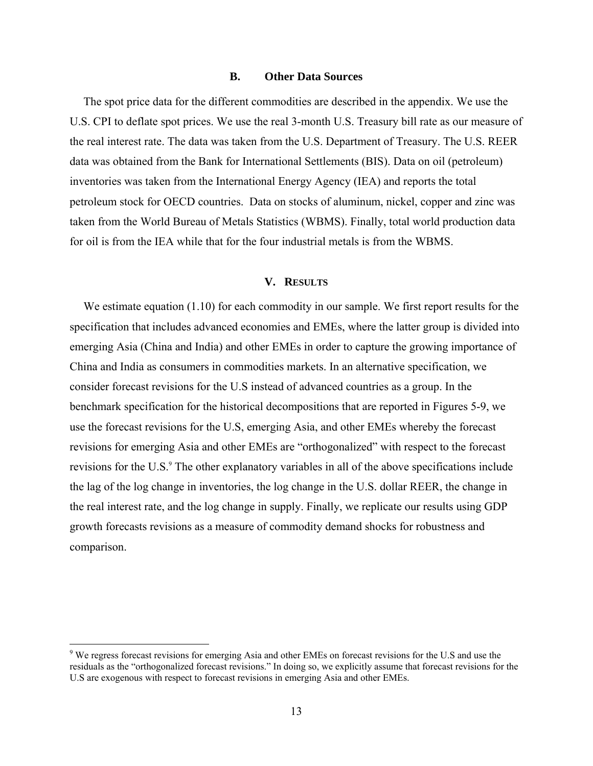### B. Other Data Sources

The spot price data for the different commodities are described in the appendix. We use the U.S. CPI to deflate spot prices. We use the real 3-month U.S. Treasury bill rate as our measure of the real interest rate. The data was taken from the U.S. Department of Treasury. The U.S. REER data was obtained from the Bank for International Settlements (BIS). Data on oil (petroleum) inventories was taken from the International Energy Agency (IEA) and reports the total petroleum stock for OECD countries. Data on stocks of aluminum, nickel, copper and zinc was taken from the World Bureau of Metals Statistics (WBMS). Finally, total world production data for oil is from the IEA while that for the four industrial metals is from the WBMS.

## V. Results

We estimate equation (1.10) for each commodity in our sample. We first report results for the specification that includes advanced economies and EMEs, where the latter group is divided into emerging Asia (China and India) and other EMEs in order to capture the growing importance of China and India as consumers in commodities markets. In an alternative specification, we consider forecast revisions for the U.S instead of advanced countries as a group. In the benchmark specification for the historical decompositions that are reported in Figures 5-9, we use the forecast revisions for the U.S, emerging Asia, and other EMEs whereby the forecast revisions for emerging Asia and other EMEs are "orthogonalized" with respect to the forecast revisions for the U.S.[9] The other explanatory variables in all of the above specifications include the lag of the log change in inventories, the log change in the U.S. dollar REER, the change in the real interest rate, and the log change in supply. Finally, we replicate our results using GDP growth forecasts revisions as a measure of commodity demand shocks for robustness and comparison.

[9] We regress forecast revisions for emerging Asia and other EMEs on forecast revisions for the U.S and use the residuals as the "orthogonalized forecast revisions." In doing so, we explicitly assume that forecast revisions for the U.S are exogenous with respect to forecast revisions in emerging Asia and other EMEs.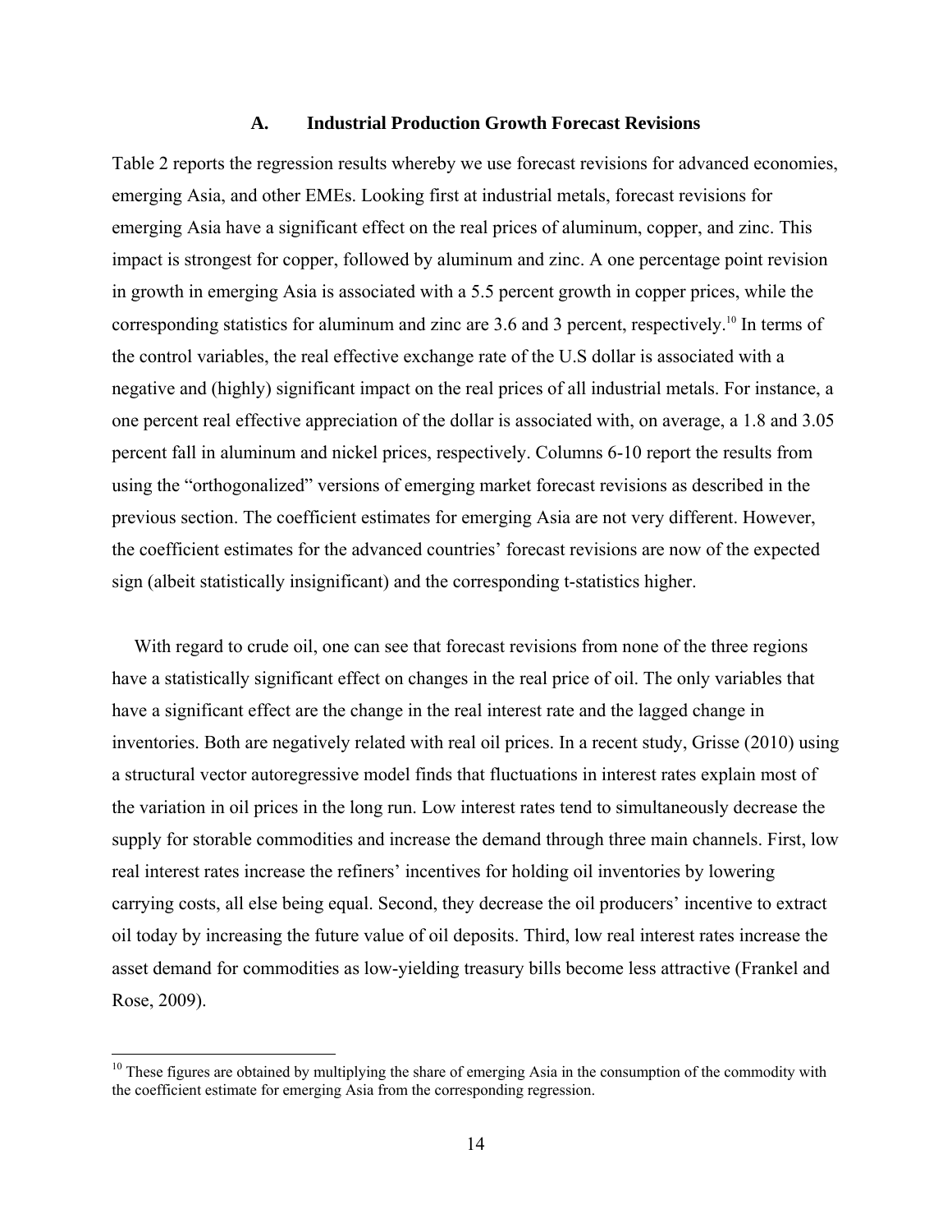### A. Industrial Production Growth Forecast Revisions

Table 2 reports the regression results whereby we use forecast revisions for advanced economies, emerging Asia, and other EMEs. Looking first at industrial metals, forecast revisions for emerging Asia have a significant effect on the real prices of aluminum, copper, and zinc. This impact is strongest for copper, followed by aluminum and zinc. A one percentage point revision in growth in emerging Asia is associated with a 5.5 percent growth in copper prices, while the corresponding statistics for aluminum and zinc are 3.6 and 3 percent, respectively.[10] In terms of the control variables, the real effective exchange rate of the U.S dollar is associated with a negative and (highly) significant impact on the real prices of all industrial metals. For instance, a one percent real effective appreciation of the dollar is associated with, on average, a 1.8 and 3.05 percent fall in aluminum and nickel prices, respectively. Columns 6-10 report the results from using the "orthogonalized" versions of emerging market forecast revisions as described in the previous section. The coefficient estimates for emerging Asia are not very different. However, the coefficient estimates for the advanced countries' forecast revisions are now of the expected sign (albeit statistically insignificant) and the corresponding t-statistics higher.

With regard to crude oil, one can see that forecast revisions from none of the three regions have a statistically significant effect on changes in the real price of oil. The only variables that have a significant effect are the change in the real interest rate and the lagged change in inventories. Both are negatively related with real oil prices. In a recent study, Grisse (2010) using a structural vector autoregressive model finds that fluctuations in interest rates explain most of the variation in oil prices in the long run. Low interest rates tend to simultaneously decrease the supply for storable commodities and increase the demand through three main channels. First, low real interest rates increase the refiners' incentives for holding oil inventories by lowering carrying costs, all else being equal. Second, they decrease the oil producers' incentive to extract oil today by increasing the future value of oil deposits. Third, low real interest rates increase the asset demand for commodities as low-yielding treasury bills become less attractive (Frankel and Rose, 2009).

[10] These figures are obtained by multiplying the share of emerging Asia in the consumption of the commodity with the coefficient estimate for emerging Asia from the corresponding regression.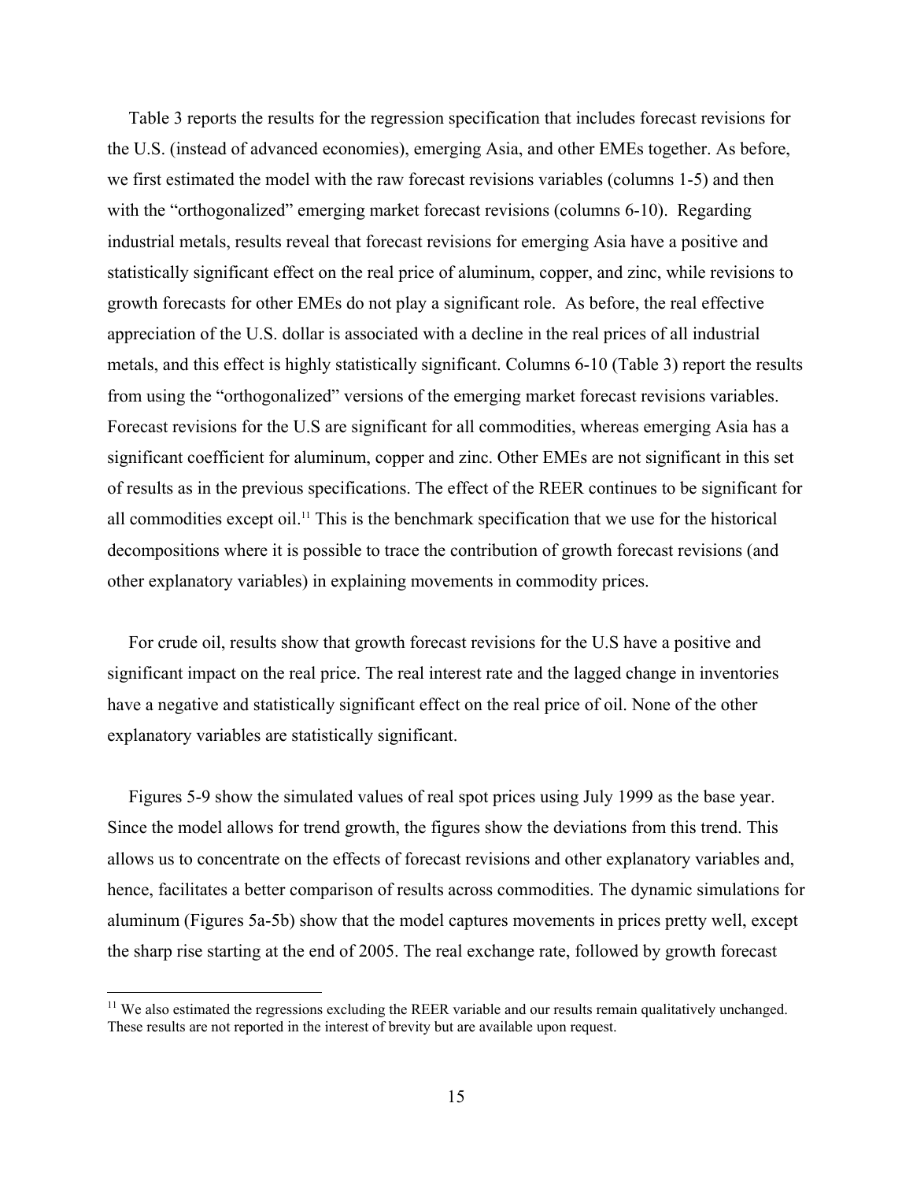Table 3 reports the results for the regression specification that includes forecast revisions for the U.S. (instead of advanced economies), emerging Asia, and other EMEs together. As before, we first estimated the model with the raw forecast revisions variables (columns 1-5) and then with the "orthogonalized" emerging market forecast revisions (columns 6-10). Regarding industrial metals, results reveal that forecast revisions for emerging Asia have a positive and statistically significant effect on the real price of aluminum, copper, and zinc, while revisions to growth forecasts for other EMEs do not play a significant role. As before, the real effective appreciation of the U.S. dollar is associated with a decline in the real prices of all industrial metals, and this effect is highly statistically significant. Columns 6-10 (Table 3) report the results from using the "orthogonalized" versions of the emerging market forecast revisions variables. Forecast revisions for the U.S are significant for all commodities, whereas emerging Asia has a significant coefficient for aluminum, copper and zinc. Other EMEs are not significant in this set of results as in the previous specifications. The effect of the REER continues to be significant for all commodities except oil.[11] This is the benchmark specification that we use for the historical decompositions where it is possible to trace the contribution of growth forecast revisions (and other explanatory variables) in explaining movements in commodity prices.

For crude oil, results show that growth forecast revisions for the U.S have a positive and significant impact on the real price. The real interest rate and the lagged change in inventories have a negative and statistically significant effect on the real price of oil. None of the other explanatory variables are statistically significant.

Figures 5-9 show the simulated values of real spot prices using July 1999 as the base year. Since the model allows for trend growth, the figures show the deviations from this trend. This allows us to concentrate on the effects of forecast revisions and other explanatory variables and, hence, facilitates a better comparison of results across commodities. The dynamic simulations for aluminum (Figures 5a-5b) show that the model captures movements in prices pretty well, except the sharp rise starting at the end of 2005. The real exchange rate, followed by growth forecast

[11] We also estimated the regressions excluding the REER variable and our results remain qualitatively unchanged. These results are not reported in the interest of brevity but are available upon request.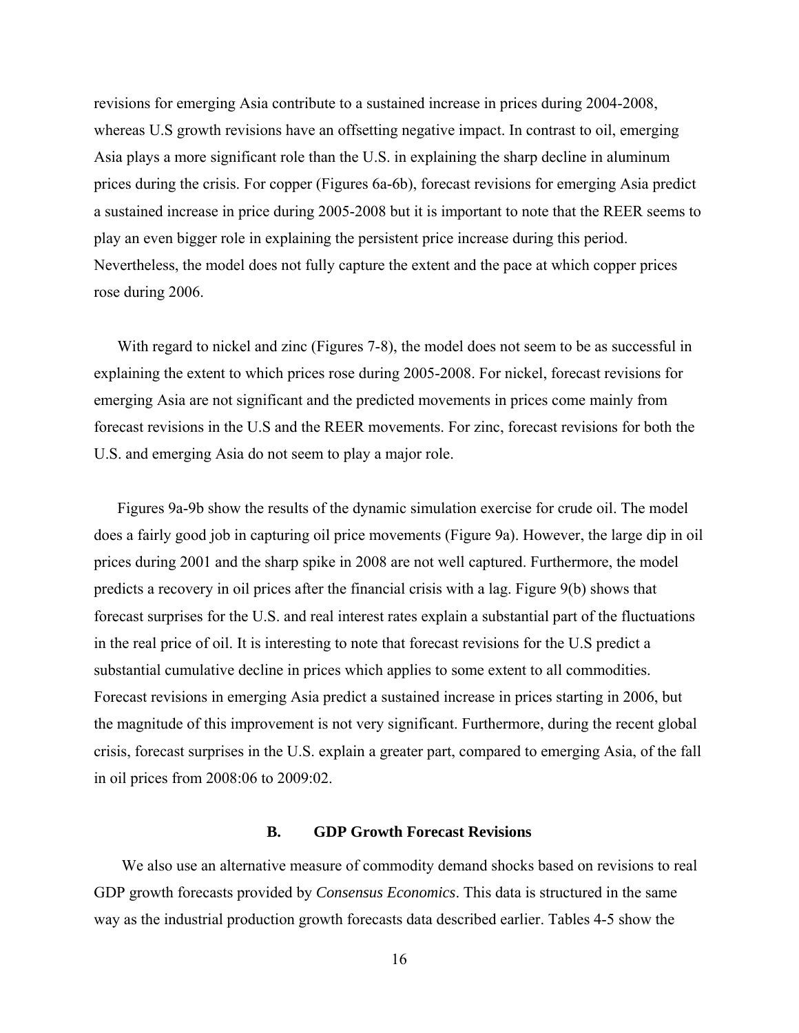revisions for emerging Asia contribute to a sustained increase in prices during 2004-2008, whereas U.S growth revisions have an offsetting negative impact. In contrast to oil, emerging Asia plays a more significant role than the U.S. in explaining the sharp decline in aluminum prices during the crisis. For copper (Figures 6a-6b), forecast revisions for emerging Asia predict a sustained increase in price during 2005-2008 but it is important to note that the REER seems to play an even bigger role in explaining the persistent price increase during this period. Nevertheless, the model does not fully capture the extent and the pace at which copper prices rose during 2006.

With regard to nickel and zinc (Figures 7-8), the model does not seem to be as successful in explaining the extent to which prices rose during 2005-2008. For nickel, forecast revisions for emerging Asia are not significant and the predicted movements in prices come mainly from forecast revisions in the U.S and the REER movements. For zinc, forecast revisions for both the U.S. and emerging Asia do not seem to play a major role.

Figures 9a-9b show the results of the dynamic simulation exercise for crude oil. The model does a fairly good job in capturing oil price movements (Figure 9a). However, the large dip in oil prices during 2001 and the sharp spike in 2008 are not well captured. Furthermore, the model predicts a recovery in oil prices after the financial crisis with a lag. Figure 9(b) shows that forecast surprises for the U.S. and real interest rates explain a substantial part of the fluctuations in the real price of oil. It is interesting to note that forecast revisions for the U.S predict a substantial cumulative decline in prices which applies to some extent to all commodities. Forecast revisions in emerging Asia predict a sustained increase in prices starting in 2006, but the magnitude of this improvement is not very significant. Furthermore, during the recent global crisis, forecast surprises in the U.S. explain a greater part, compared to emerging Asia, of the fall in oil prices from 2008:06 to 2009:02.

### B. GDP Growth Forecast Revisions

We also use an alternative measure of commodity demand shocks based on revisions to real GDP growth forecasts provided by *Consensus Economics*. This data is structured in the same way as the industrial production growth forecasts data described earlier. Tables 4-5 show the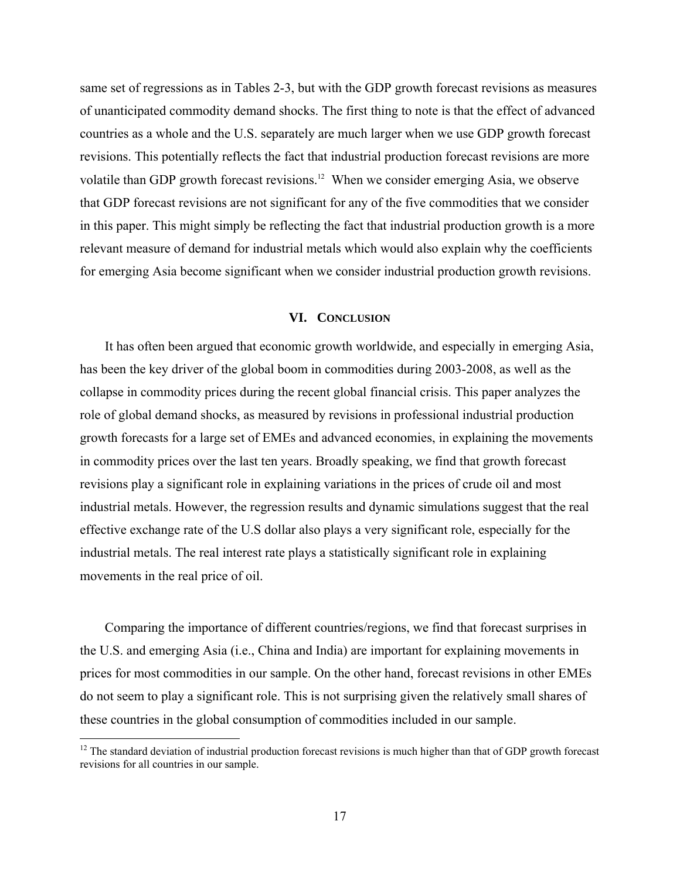same set of regressions as in Tables 2-3, but with the GDP growth forecast revisions as measures of unanticipated commodity demand shocks. The first thing to note is that the effect of advanced countries as a whole and the U.S. separately are much larger when we use GDP growth forecast revisions. This potentially reflects the fact that industrial production forecast revisions are more volatile than GDP growth forecast revisions.[12] When we consider emerging Asia, we observe that GDP forecast revisions are not significant for any of the five commodities that we consider in this paper. This might simply be reflecting the fact that industrial production growth is a more relevant measure of demand for industrial metals which would also explain why the coefficients for emerging Asia become significant when we consider industrial production growth revisions.

## VI. Conclusion

It has often been argued that economic growth worldwide, and especially in emerging Asia, has been the key driver of the global boom in commodities during 2003-2008, as well as the collapse in commodity prices during the recent global financial crisis. This paper analyzes the role of global demand shocks, as measured by revisions in professional industrial production growth forecasts for a large set of EMEs and advanced economies, in explaining the movements in commodity prices over the last ten years. Broadly speaking, we find that growth forecast revisions play a significant role in explaining variations in the prices of crude oil and most industrial metals. However, the regression results and dynamic simulations suggest that the real effective exchange rate of the U.S dollar also plays a very significant role, especially for the industrial metals. The real interest rate plays a statistically significant role in explaining movements in the real price of oil.

Comparing the importance of different countries/regions, we find that forecast surprises in the U.S. and emerging Asia (i.e., China and India) are important for explaining movements in prices for most commodities in our sample. On the other hand, forecast revisions in other EMEs do not seem to play a significant role. This is not surprising given the relatively small shares of these countries in the global consumption of commodities included in our sample.

[12] The standard deviation of industrial production forecast revisions is much higher than that of GDP growth forecast revisions for all countries in our sample.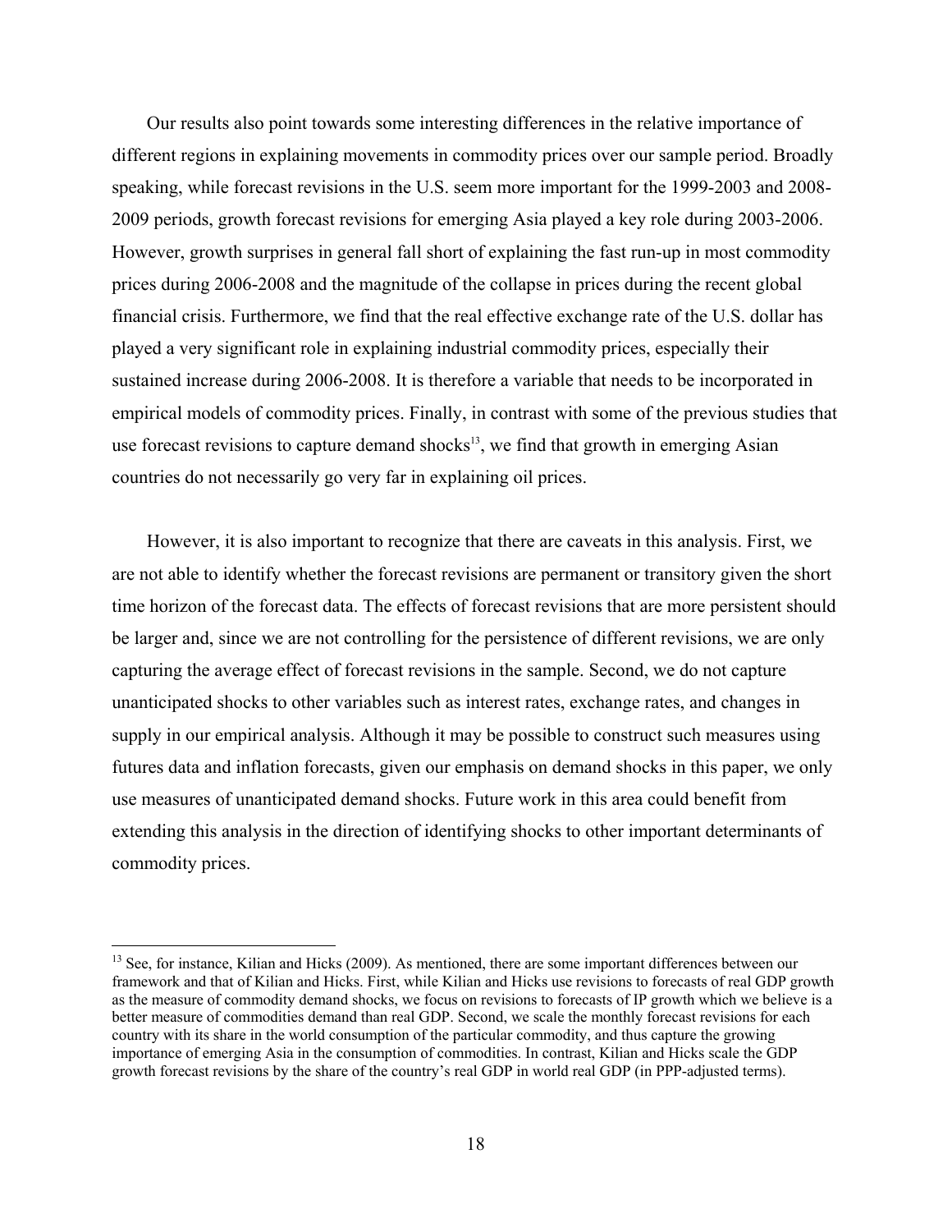Our results also point towards some interesting differences in the relative importance of different regions in explaining movements in commodity prices over our sample period. Broadly speaking, while forecast revisions in the U.S. seem more important for the 1999-2003 and 2008-2009 periods, growth forecast revisions for emerging Asia played a key role during 2003-2006. However, growth surprises in general fall short of explaining the fast run-up in most commodity prices during 2006-2008 and the magnitude of the collapse in prices during the recent global financial crisis. Furthermore, we find that the real effective exchange rate of the U.S. dollar has played a very significant role in explaining industrial commodity prices, especially their sustained increase during 2006-2008. It is therefore a variable that needs to be incorporated in empirical models of commodity prices. Finally, in contrast with some of the previous studies that use forecast revisions to capture demand shocks[13], we find that growth in emerging Asian countries do not necessarily go very far in explaining oil prices.

However, it is also important to recognize that there are caveats in this analysis. First, we are not able to identify whether the forecast revisions are permanent or transitory given the short time horizon of the forecast data. The effects of forecast revisions that are more persistent should be larger and, since we are not controlling for the persistence of different revisions, we are only capturing the average effect of forecast revisions in the sample. Second, we do not capture unanticipated shocks to other variables such as interest rates, exchange rates, and changes in supply in our empirical analysis. Although it may be possible to construct such measures using futures data and inflation forecasts, given our emphasis on demand shocks in this paper, we only use measures of unanticipated demand shocks. Future work in this area could benefit from extending this analysis in the direction of identifying shocks to other important determinants of commodity prices.

---

[13] See, for instance, Kilian and Hicks (2009). As mentioned, there are some important differences between our framework and that of Kilian and Hicks. First, while Kilian and Hicks use revisions to forecasts of real GDP growth as the measure of commodity demand shocks, we focus on revisions to forecasts of IP growth which we believe is a better measure of commodities demand than real GDP. Second, we scale the monthly forecast revisions for each country with its share in the world consumption of the particular commodity, and thus capture the growing importance of emerging Asia in the consumption of commodities. In contrast, Kilian and Hicks scale the GDP growth forecast revisions by the share of the country's real GDP in world real GDP (in PPP-adjusted terms).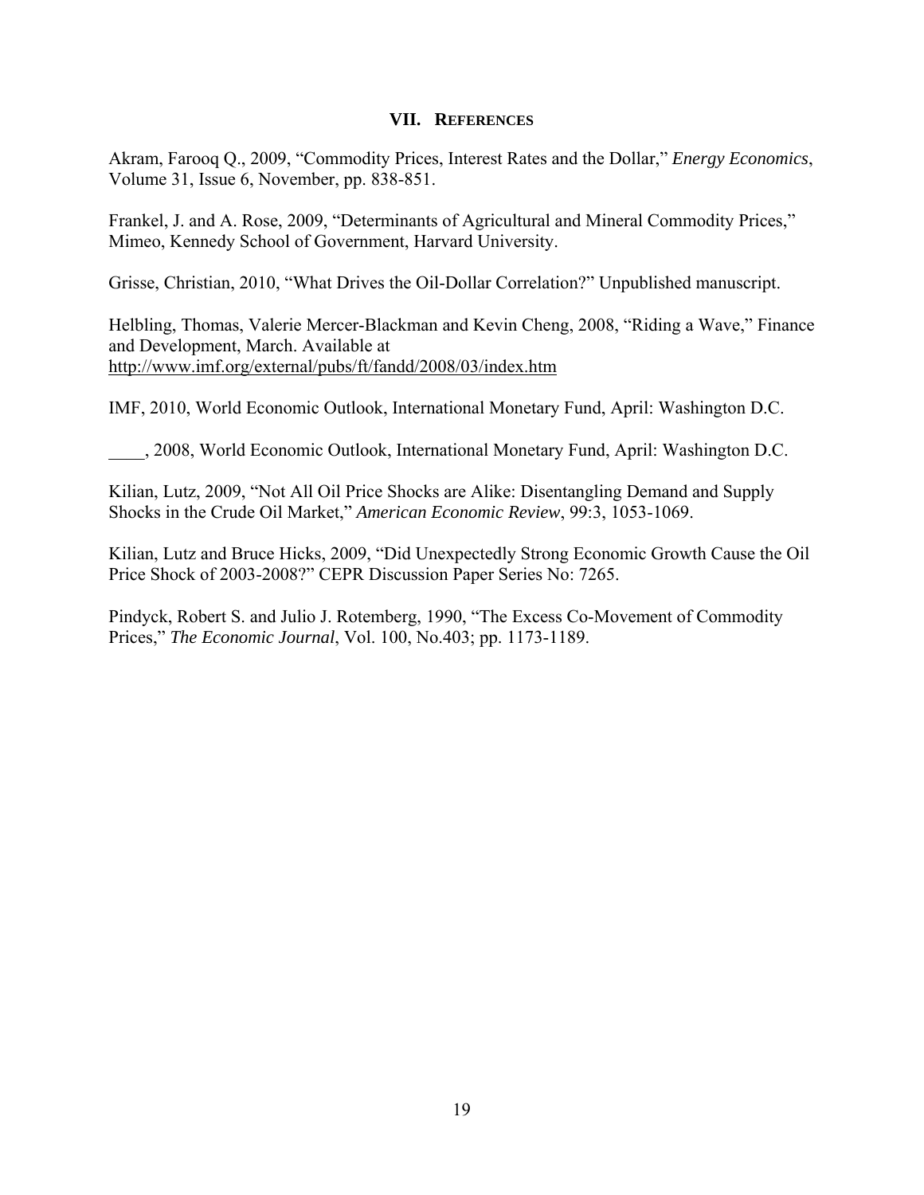## VII. REFERENCES

Akram, Farooq Q., 2009, "Commodity Prices, Interest Rates and the Dollar," *Energy Economics*, Volume 31, Issue 6, November, pp. 838-851.

Frankel, J. and A. Rose, 2009, "Determinants of Agricultural and Mineral Commodity Prices," Mimeo, Kennedy School of Government, Harvard University.

Grisse, Christian, 2010, "What Drives the Oil-Dollar Correlation?" Unpublished manuscript.

Helbling, Thomas, Valerie Mercer-Blackman and Kevin Cheng, 2008, "Riding a Wave," Finance and Development, March. Available at http://www.imf.org/external/pubs/ft/fandd/2008/03/index.htm

IMF, 2010, World Economic Outlook, International Monetary Fund, April: Washington D.C.

____, 2008, World Economic Outlook, International Monetary Fund, April: Washington D.C.

Kilian, Lutz, 2009, "Not All Oil Price Shocks are Alike: Disentangling Demand and Supply Shocks in the Crude Oil Market," *American Economic Review*, 99:3, 1053-1069.

Kilian, Lutz and Bruce Hicks, 2009, "Did Unexpectedly Strong Economic Growth Cause the Oil Price Shock of 2003-2008?" CEPR Discussion Paper Series No: 7265.

Pindyck, Robert S. and Julio J. Rotemberg, 1990, "The Excess Co-Movement of Commodity Prices," *The Economic Journal*, Vol. 100, No.403; pp. 1173-1189.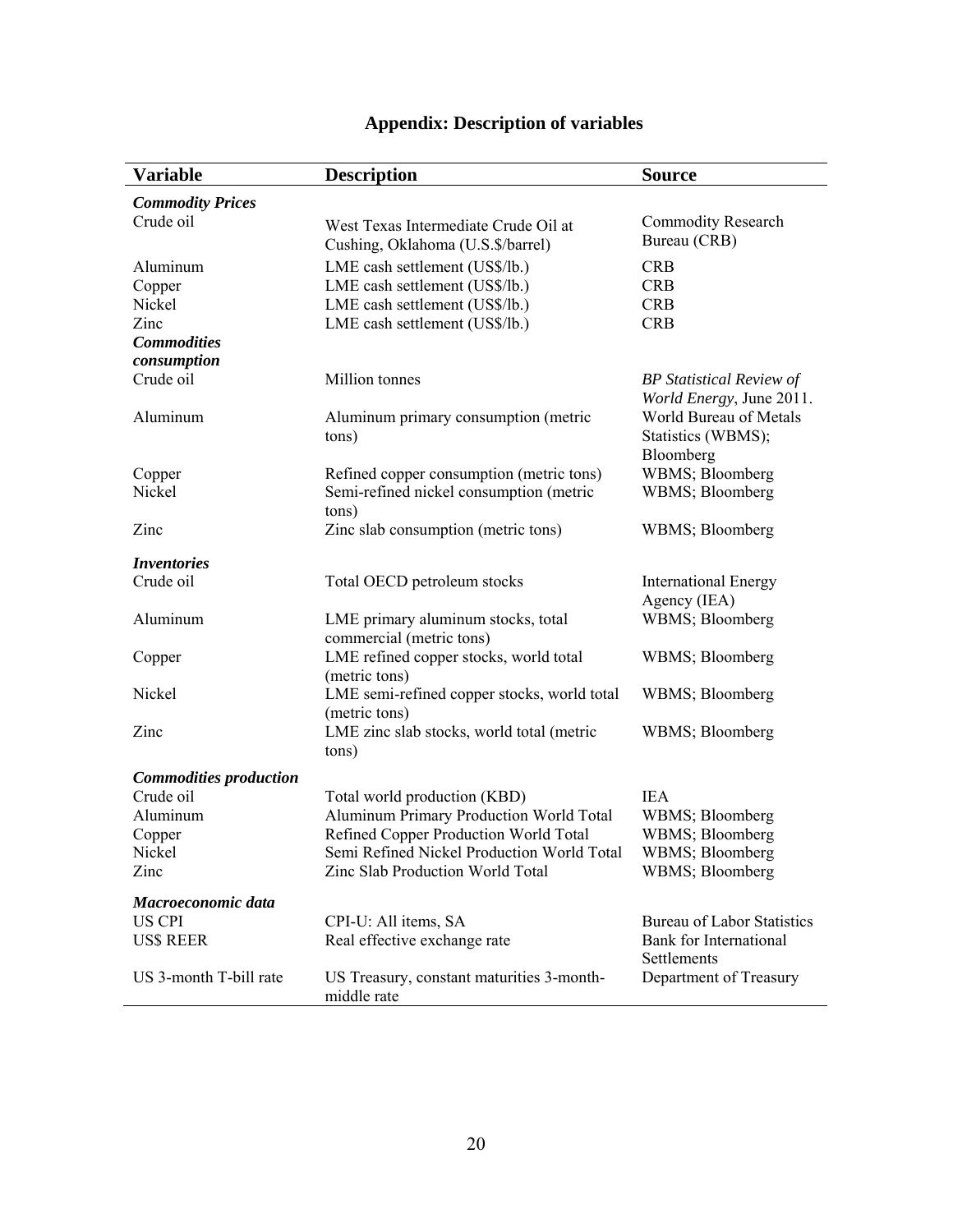## Appendix: Description of variables

| Variable | Description | Source |
|---|---|---|
| ***Commodity Prices*** | | |
| Crude oil | West Texas Intermediate Crude Oil at Cushing, Oklahoma (U.S.$/barrel) | Commodity Research Bureau (CRB) |
| Aluminum | LME cash settlement (US$/lb.) | CRB |
| Copper | LME cash settlement (US$/lb.) | CRB |
| Nickel | LME cash settlement (US$/lb.) | CRB |
| Zinc | LME cash settlement (US$/lb.) | CRB |
| ***Commodities consumption*** | | |
| Crude oil | Million tonnes | *BP Statistical Review of World Energy*, June 2011. |
| Aluminum | Aluminum primary consumption (metric tons) | World Bureau of Metals Statistics (WBMS); Bloomberg |
| Copper | Refined copper consumption (metric tons) | WBMS; Bloomberg |
| Nickel | Semi-refined nickel consumption (metric tons) | WBMS; Bloomberg |
| Zinc | Zinc slab consumption (metric tons) | WBMS; Bloomberg |
| ***Inventories*** | | |
| Crude oil | Total OECD petroleum stocks | International Energy Agency (IEA) |
| Aluminum | LME primary aluminum stocks, total commercial (metric tons) | WBMS; Bloomberg |
| Copper | LME refined copper stocks, world total (metric tons) | WBMS; Bloomberg |
| Nickel | LME semi-refined copper stocks, world total (metric tons) | WBMS; Bloomberg |
| Zinc | LME zinc slab stocks, world total (metric tons) | WBMS; Bloomberg |
| ***Commodities production*** | | |
| Crude oil | Total world production (KBD) | IEA |
| Aluminum | Aluminum Primary Production World Total | WBMS; Bloomberg |
| Copper | Refined Copper Production World Total | WBMS; Bloomberg |
| Nickel | Semi Refined Nickel Production World Total | WBMS; Bloomberg |
| Zinc | Zinc Slab Production World Total | WBMS; Bloomberg |
| ***Macroeconomic data*** | | |
| US CPI | CPI-U: All items, SA | Bureau of Labor Statistics |
| US$ REER | Real effective exchange rate | Bank for International Settlements |
| US 3-month T-bill rate | US Treasury, constant maturities 3-month-middle rate | Department of Treasury |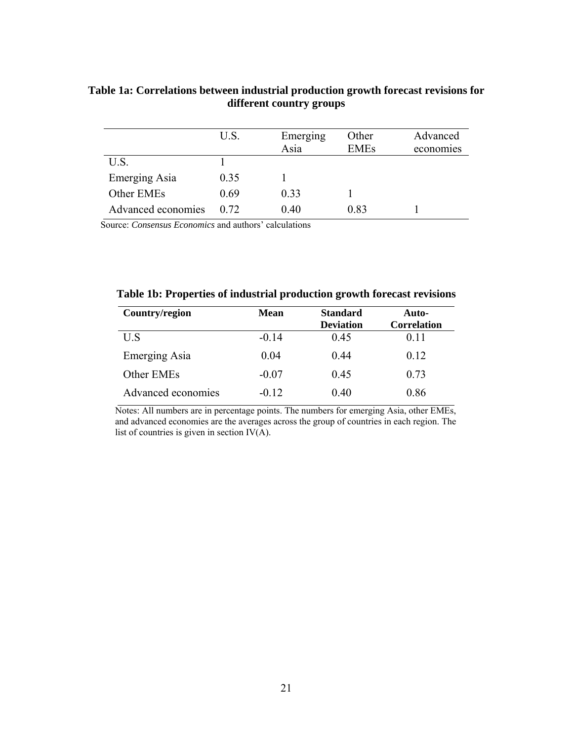**Table 1a: Correlations between industrial production growth forecast revisions for different country groups**

| | U.S. | Emerging Asia | Other EMEs | Advanced economies |
|---|---|---|---|---|
| U.S. | 1 | | | |
| Emerging Asia | 0.35 | 1 | | |
| Other EMEs | 0.69 | 0.33 | 1 | |
| Advanced economies | 0.72 | 0.40 | 0.83 | 1 |

Source: *Consensus Economics* and authors' calculations

**Table 1b: Properties of industrial production growth forecast revisions**

| **Country/region** | **Mean** | **Standard Deviation** | **Auto-Correlation** |
|---|---|---|---|
| U.S | -0.14 | 0.45 | 0.11 |
| Emerging Asia | 0.04 | 0.44 | 0.12 |
| Other EMEs | -0.07 | 0.45 | 0.73 |
| Advanced economies | -0.12 | 0.40 | 0.86 |

Notes: All numbers are in percentage points. The numbers for emerging Asia, other EMEs, and advanced economies are the averages across the group of countries in each region. The list of countries is given in section IV(A).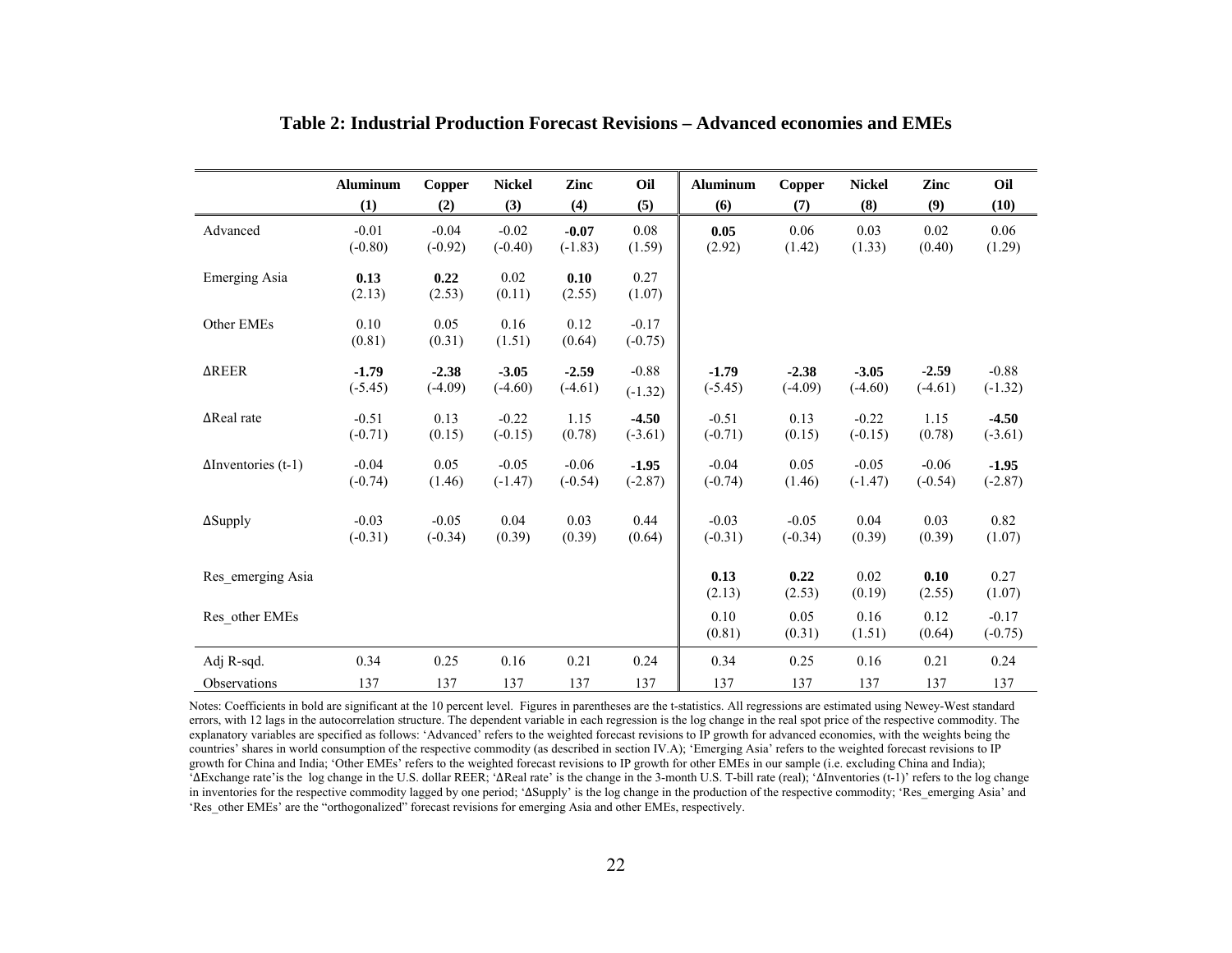**Table 2: Industrial Production Forecast Revisions – Advanced economies and EMEs**

| | Aluminum (1) | Copper (2) | Nickel (3) | Zinc (4) | Oil (5) | Aluminum (6) | Copper (7) | Nickel (8) | Zinc (9) | Oil (10) |
|---|---|---|---|---|---|---|---|---|---|---|
| Advanced | -0.01 | -0.04 | -0.02 | **-0.07** | 0.08 | **0.05** | 0.06 | 0.03 | 0.02 | 0.06 |
| | (-0.80) | (-0.92) | (-0.40) | (-1.83) | (1.59) | (2.92) | (1.42) | (1.33) | (0.40) | (1.29) |
| Emerging Asia | **0.13** | **0.22** | 0.02 | **0.10** | 0.27 | | | | | |
| | (2.13) | (2.53) | (0.11) | (2.55) | (1.07) | | | | | |
| Other EMEs | 0.10 | 0.05 | 0.16 | 0.12 | -0.17 | | | | | |
| | (0.81) | (0.31) | (1.51) | (0.64) | (-0.75) | | | | | |
| ΔREER | **-1.79** | **-2.38** | **-3.05** | **-2.59** | -0.88 | **-1.79** | **-2.38** | **-3.05** | **-2.59** | -0.88 |
| | (-5.45) | (-4.09) | (-4.60) | (-4.61) | (-1.32) | (-5.45) | (-4.09) | (-4.60) | (-4.61) | (-1.32) |
| ΔReal rate | -0.51 | 0.13 | -0.22 | 1.15 | **-4.50** | -0.51 | 0.13 | -0.22 | 1.15 | **-4.50** |
| | (-0.71) | (0.15) | (-0.15) | (0.78) | (-3.61) | (-0.71) | (0.15) | (-0.15) | (0.78) | (-3.61) |
| ΔInventories (t-1) | -0.04 | 0.05 | -0.05 | -0.06 | **-1.95** | -0.04 | 0.05 | -0.05 | -0.06 | **-1.95** |
| | (-0.74) | (1.46) | (-1.47) | (-0.54) | (-2.87) | (-0.74) | (1.46) | (-1.47) | (-0.54) | (-2.87) |
| ΔSupply | -0.03 | -0.05 | 0.04 | 0.03 | 0.44 | -0.03 | -0.05 | 0.04 | 0.03 | 0.82 |
| | (-0.31) | (-0.34) | (0.39) | (0.39) | (0.64) | (-0.31) | (-0.34) | (0.39) | (0.39) | (1.07) |
| Res_emerging Asia | | | | | | **0.13** | **0.22** | 0.02 | **0.10** | 0.27 |
| | | | | | | (2.13) | (2.53) | (0.19) | (2.55) | (1.07) |
| Res_other EMEs | | | | | | 0.10 | 0.05 | 0.16 | 0.12 | -0.17 |
| | | | | | | (0.81) | (0.31) | (1.51) | (0.64) | (-0.75) |
| Adj R-sqd. | 0.34 | 0.25 | 0.16 | 0.21 | 0.24 | 0.34 | 0.25 | 0.16 | 0.21 | 0.24 |
| Observations | 137 | 137 | 137 | 137 | 137 | 137 | 137 | 137 | 137 | 137 |

Notes: Coefficients in bold are significant at the 10 percent level. Figures in parentheses are the t-statistics. All regressions are estimated using Newey-West standard errors, with 12 lags in the autocorrelation structure. The dependent variable in each regression is the log change in the real spot price of the respective commodity. The explanatory variables are specified as follows: 'Advanced' refers to the weighted forecast revisions to IP growth for advanced economies, with the weights being the countries' shares in world consumption of the respective commodity (as described in section IV.A); 'Emerging Asia' refers to the weighted forecast revisions to IP growth for China and India; 'Other EMEs' refers to the weighted forecast revisions to IP growth for other EMEs in our sample (i.e. excluding China and India); 'ΔExchange rate'is the log change in the U.S. dollar REER; 'ΔReal rate' is the change in the 3-month U.S. T-bill rate (real); 'ΔInventories (t-1)' refers to the log change in inventories for the respective commodity lagged by one period; 'ΔSupply' is the log change in the production of the respective commodity; 'Res_emerging Asia' and 'Res_other EMEs' are the "orthogonalized" forecast revisions for emerging Asia and other EMEs, respectively.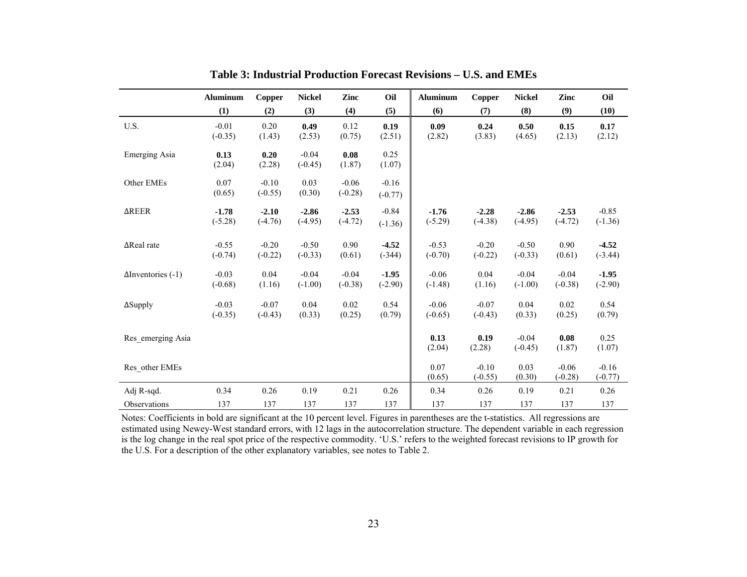**Table 3: Industrial Production Forecast Revisions – U.S. and EMEs**

| | Aluminum | Copper | Nickel | Zinc | Oil | Aluminum | Copper | Nickel | Zinc | Oil |
|---|---|---|---|---|---|---|---|---|---|---|
| | (1) | (2) | (3) | (4) | (5) | (6) | (7) | (8) | (9) | (10) |
| U.S. | -0.01 | 0.20 | **0.49** | 0.12 | **0.19** | **0.09** | **0.24** | **0.50** | **0.15** | **0.17** |
| | (-0.35) | (1.43) | (2.53) | (0.75) | (2.51) | (2.82) | (3.83) | (4.65) | (2.13) | (2.12) |
| Emerging Asia | **0.13** | **0.20** | -0.04 | **0.08** | 0.25 | | | | | |
| | (2.04) | (2.28) | (-0.45) | (1.87) | (1.07) | | | | | |
| Other EMEs | 0.07 | -0.10 | 0.03 | -0.06 | -0.16 | | | | | |
| | (0.65) | (-0.55) | (0.30) | (-0.28) | (-0.77) | | | | | |
| ΔREER | **-1.78** | **-2.10** | **-2.86** | **-2.53** | -0.84 | **-1.76** | **-2.28** | **-2.86** | **-2.53** | -0.85 |
| | (-5.28) | (-4.76) | (-4.95) | (-4.72) | (-1.36) | (-5.29) | (-4.38) | (-4.95) | (-4.72) | (-1.36) |
| ΔReal rate | -0.55 | -0.20 | -0.50 | 0.90 | **-4.52** | -0.53 | -0.20 | -0.50 | 0.90 | **-4.52** |
| | (-0.74) | (-0.22) | (-0.33) | (0.61) | (-344) | (-0.70) | (-0.22) | (-0.33) | (0.61) | (-3.44) |
| ΔInventories (-1) | -0.03 | 0.04 | -0.04 | -0.04 | **-1.95** | -0.06 | 0.04 | -0.04 | -0.04 | **-1.95** |
| | (-0.68) | (1.16) | (-1.00) | (-0.38) | (-2.90) | (-1.48) | (1.16) | (-1.00) | (-0.38) | (-2.90) |
| ΔSupply | -0.03 | -0.07 | 0.04 | 0.02 | 0.54 | -0.06 | -0.07 | 0.04 | 0.02 | 0.54 |
| | (-0.35) | (-0.43) | (0.33) | (0.25) | (0.79) | (-0.65) | (-0.43) | (0.33) | (0.25) | (0.79) |
| Res_emerging Asia | | | | | | **0.13** | **0.19** | -0.04 | **0.08** | 0.25 |
| | | | | | | (2.04) | (2.28) | (-0.45) | (1.87) | (1.07) |
| Res_other EMEs | | | | | | 0.07 | -0.10 | 0.03 | -0.06 | -0.16 |
| | | | | | | (0.65) | (-0.55) | (0.30) | (-0.28) | (-0.77) |
| Adj R-sqd. | 0.34 | 0.26 | 0.19 | 0.21 | 0.26 | 0.34 | 0.26 | 0.19 | 0.21 | 0.26 |
| Observations | 137 | 137 | 137 | 137 | 137 | 137 | 137 | 137 | 137 | 137 |

Notes: Coefficients in bold are significant at the 10 percent level. Figures in parentheses are the t-statistics. All regressions are estimated using Newey-West standard errors, with 12 lags in the autocorrelation structure. The dependent variable in each regression is the log change in the real spot price of the respective commodity. 'U.S.' refers to the weighted forecast revisions to IP growth for the U.S. For a description of the other explanatory variables, see notes to Table 2.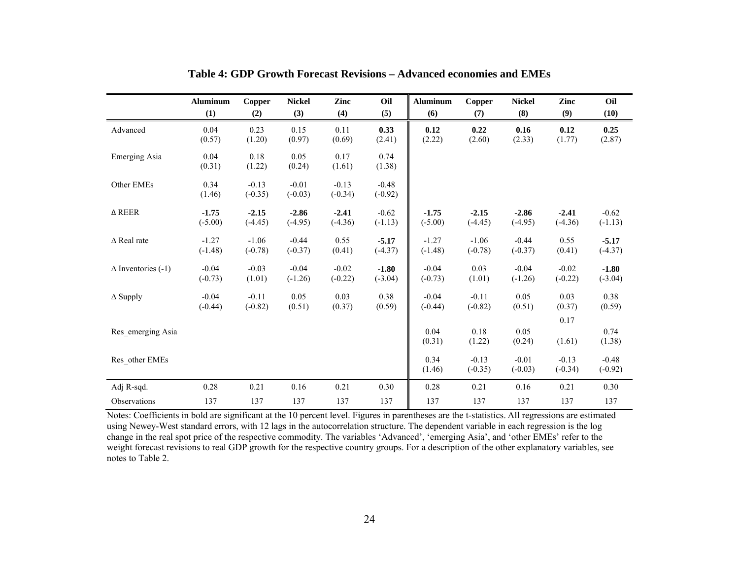## Table 4: GDP Growth Forecast Revisions – Advanced economies and EMEs

| | Aluminum (1) | Copper (2) | Nickel (3) | Zinc (4) | Oil (5) | Aluminum (6) | Copper (7) | Nickel (8) | Zinc (9) | Oil (10) |
|---|---|---|---|---|---|---|---|---|---|---|
| Advanced | 0.04<br>(0.57) | 0.23<br>(1.20) | 0.15<br>(0.97) | 0.11<br>(0.69) | **0.33**<br>(2.41) | **0.12**<br>(2.22) | **0.22**<br>(2.60) | **0.16**<br>(2.33) | **0.12**<br>(1.77) | **0.25**<br>(2.87) |
| Emerging Asia | 0.04<br>(0.31) | 0.18<br>(1.22) | 0.05<br>(0.24) | 0.17<br>(1.61) | 0.74<br>(1.38) | | | | | |
| Other EMEs | 0.34<br>(1.46) | -0.13<br>(-0.35) | -0.01<br>(-0.03) | -0.13<br>(-0.34) | -0.48<br>(-0.92) | | | | | |
| Δ REER | **-1.75**<br>(-5.00) | **-2.15**<br>(-4.45) | **-2.86**<br>(-4.95) | **-2.41**<br>(-4.36) | -0.62<br>(-1.13) | **-1.75**<br>(-5.00) | **-2.15**<br>(-4.45) | **-2.86**<br>(-4.95) | **-2.41**<br>(-4.36) | -0.62<br>(-1.13) |
| Δ Real rate | -1.27<br>(-1.48) | -1.06<br>(-0.78) | -0.44<br>(-0.37) | 0.55<br>(0.41) | **-5.17**<br>(-4.37) | -1.27<br>(-1.48) | -1.06<br>(-0.78) | -0.44<br>(-0.37) | 0.55<br>(0.41) | **-5.17**<br>(-4.37) |
| Δ Inventories (-1) | -0.04<br>(-0.73) | -0.03<br>(1.01) | -0.04<br>(-1.26) | -0.02<br>(-0.22) | **-1.80**<br>(-3.04) | -0.04<br>(-0.73) | 0.03<br>(1.01) | -0.04<br>(-1.26) | -0.02<br>(-0.22) | **-1.80**<br>(-3.04) |
| Δ Supply | -0.04<br>(-0.44) | -0.11<br>(-0.82) | 0.05<br>(0.51) | 0.03<br>(0.37) | 0.38<br>(0.59) | -0.04<br>(-0.44) | -0.11<br>(-0.82) | 0.05<br>(0.51) | 0.03<br>(0.37) | 0.38<br>(0.59) |
| Res_emerging Asia | | | | | | 0.04<br>(0.31) | 0.18<br>(1.22) | 0.05<br>(0.24) | 0.17<br>(1.61) | 0.74<br>(1.38) |
| Res_other EMEs | | | | | | 0.34<br>(1.46) | -0.13<br>(-0.35) | -0.01<br>(-0.03) | -0.13<br>(-0.34) | -0.48<br>(-0.92) |
| Adj R-sqd. | 0.28 | 0.21 | 0.16 | 0.21 | 0.30 | 0.28 | 0.21 | 0.16 | 0.21 | 0.30 |
| Observations | 137 | 137 | 137 | 137 | 137 | 137 | 137 | 137 | 137 | 137 |

Notes: Coefficients in bold are significant at the 10 percent level. Figures in parentheses are the t-statistics. All regressions are estimated using Newey-West standard errors, with 12 lags in the autocorrelation structure. The dependent variable in each regression is the log change in the real spot price of the respective commodity. The variables 'Advanced', 'emerging Asia', and 'other EMEs' refer to the weight forecast revisions to real GDP growth for the respective country groups. For a description of the other explanatory variables, see notes to Table 2.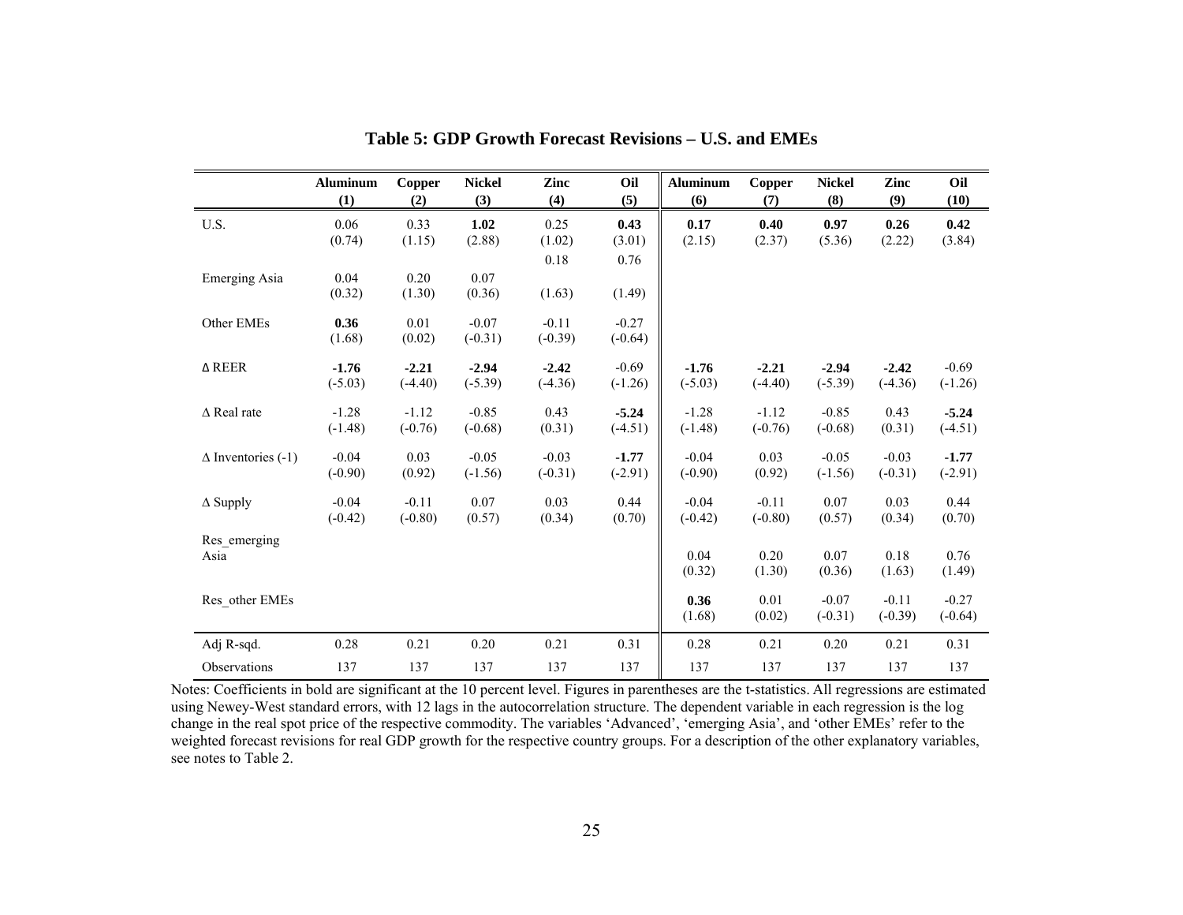**Table 5: GDP Growth Forecast Revisions – U.S. and EMEs**

| | Aluminum (1) | Copper (2) | Nickel (3) | Zinc (4) | Oil (5) | Aluminum (6) | Copper (7) | Nickel (8) | Zinc (9) | Oil (10) |
|---|---|---|---|---|---|---|---|---|---|---|
| U.S. | 0.06 | 0.33 | **1.02** | 0.25 | **0.43** | **0.17** | **0.40** | **0.97** | **0.26** | **0.42** |
| | (0.74) | (1.15) | (2.88) | (1.02) | (3.01) | (2.15) | (2.37) | (5.36) | (2.22) | (3.84) |
| Emerging Asia | 0.04 | 0.20 | 0.07 | 0.18 | 0.76 | | | | | |
| | (0.32) | (1.30) | (0.36) | (1.63) | (1.49) | | | | | |
| Other EMEs | **0.36** | 0.01 | -0.07 | -0.11 | -0.27 | | | | | |
| | (1.68) | (0.02) | (-0.31) | (-0.39) | (-0.64) | | | | | |
| Δ REER | **-1.76** | **-2.21** | **-2.94** | **-2.42** | -0.69 | **-1.76** | **-2.21** | **-2.94** | **-2.42** | -0.69 |
| | (-5.03) | (-4.40) | (-5.39) | (-4.36) | (-1.26) | (-5.03) | (-4.40) | (-5.39) | (-4.36) | (-1.26) |
| Δ Real rate | -1.28 | -1.12 | -0.85 | 0.43 | **-5.24** | -1.28 | -1.12 | -0.85 | 0.43 | **-5.24** |
| | (-1.48) | (-0.76) | (-0.68) | (0.31) | (-4.51) | (-1.48) | (-0.76) | (-0.68) | (0.31) | (-4.51) |
| Δ Inventories (-1) | -0.04 | 0.03 | -0.05 | -0.03 | **-1.77** | -0.04 | 0.03 | -0.05 | -0.03 | **-1.77** |
| | (-0.90) | (0.92) | (-1.56) | (-0.31) | (-2.91) | (-0.90) | (0.92) | (-1.56) | (-0.31) | (-2.91) |
| Δ Supply | -0.04 | -0.11 | 0.07 | 0.03 | 0.44 | -0.04 | -0.11 | 0.07 | 0.03 | 0.44 |
| | (-0.42) | (-0.80) | (0.57) | (0.34) | (0.70) | (-0.42) | (-0.80) | (0.57) | (0.34) | (0.70) |
| Res_emerging Asia | | | | | | 0.04 | 0.20 | 0.07 | 0.18 | 0.76 |
| | | | | | | (0.32) | (1.30) | (0.36) | (1.63) | (1.49) |
| Res_other EMEs | | | | | | **0.36** | 0.01 | -0.07 | -0.11 | -0.27 |
| | | | | | | (1.68) | (0.02) | (-0.31) | (-0.39) | (-0.64) |
| Adj R-sqd. | 0.28 | 0.21 | 0.20 | 0.21 | 0.31 | 0.28 | 0.21 | 0.20 | 0.21 | 0.31 |
| Observations | 137 | 137 | 137 | 137 | 137 | 137 | 137 | 137 | 137 | 137 |

Notes: Coefficients in bold are significant at the 10 percent level. Figures in parentheses are the t-statistics. All regressions are estimated using Newey-West standard errors, with 12 lags in the autocorrelation structure. The dependent variable in each regression is the log change in the real spot price of the respective commodity. The variables 'Advanced', 'emerging Asia', and 'other EMEs' refer to the weighted forecast revisions for real GDP growth for the respective country groups. For a description of the other explanatory variables, see notes to Table 2.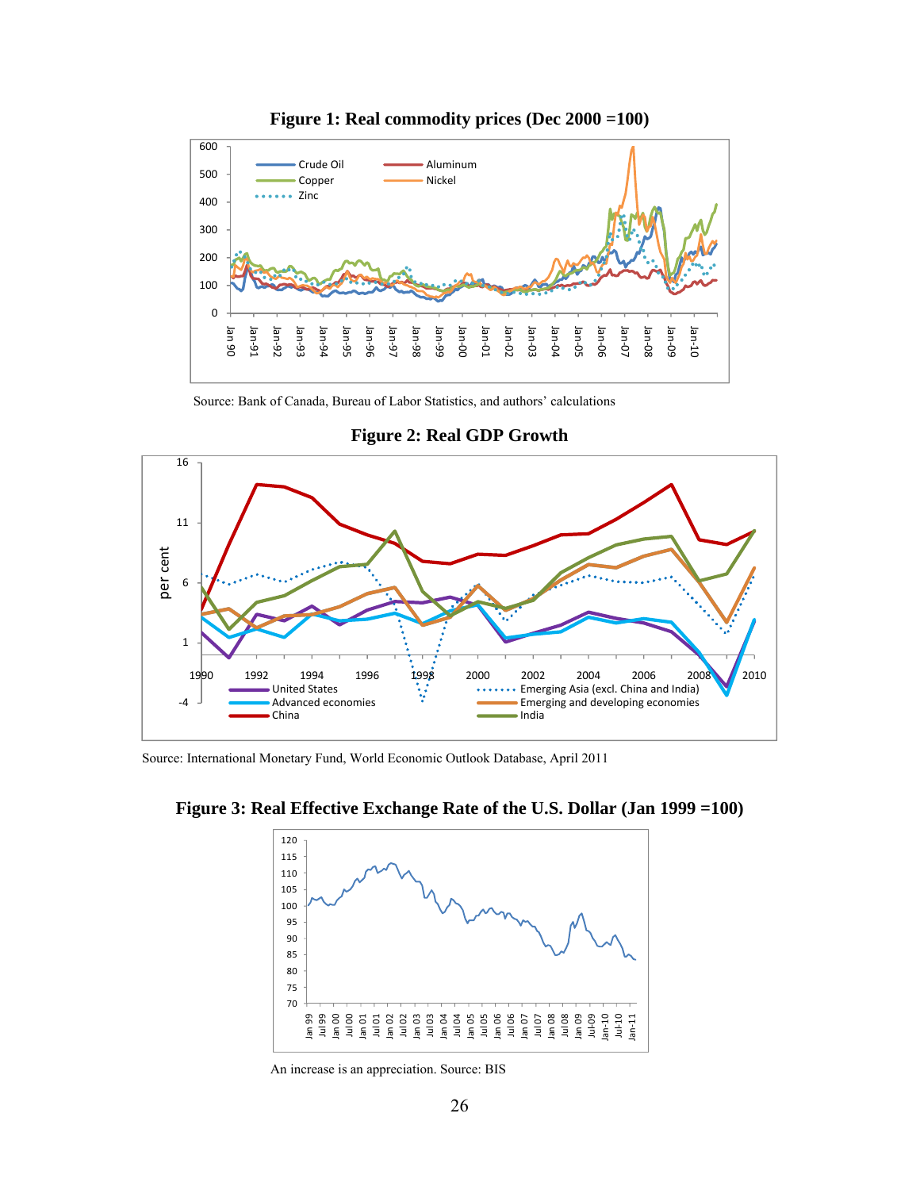**Figure 1: Real commodity prices (Dec 2000 =100)**

Source: Bank of Canada, Bureau of Labor Statistics, and authors' calculations

**Figure 2: Real GDP Growth**

Source: International Monetary Fund, World Economic Outlook Database, April 2011

**Figure 3: Real Effective Exchange Rate of the U.S. Dollar (Jan 1999 =100)**

An increase is an appreciation. Source: BIS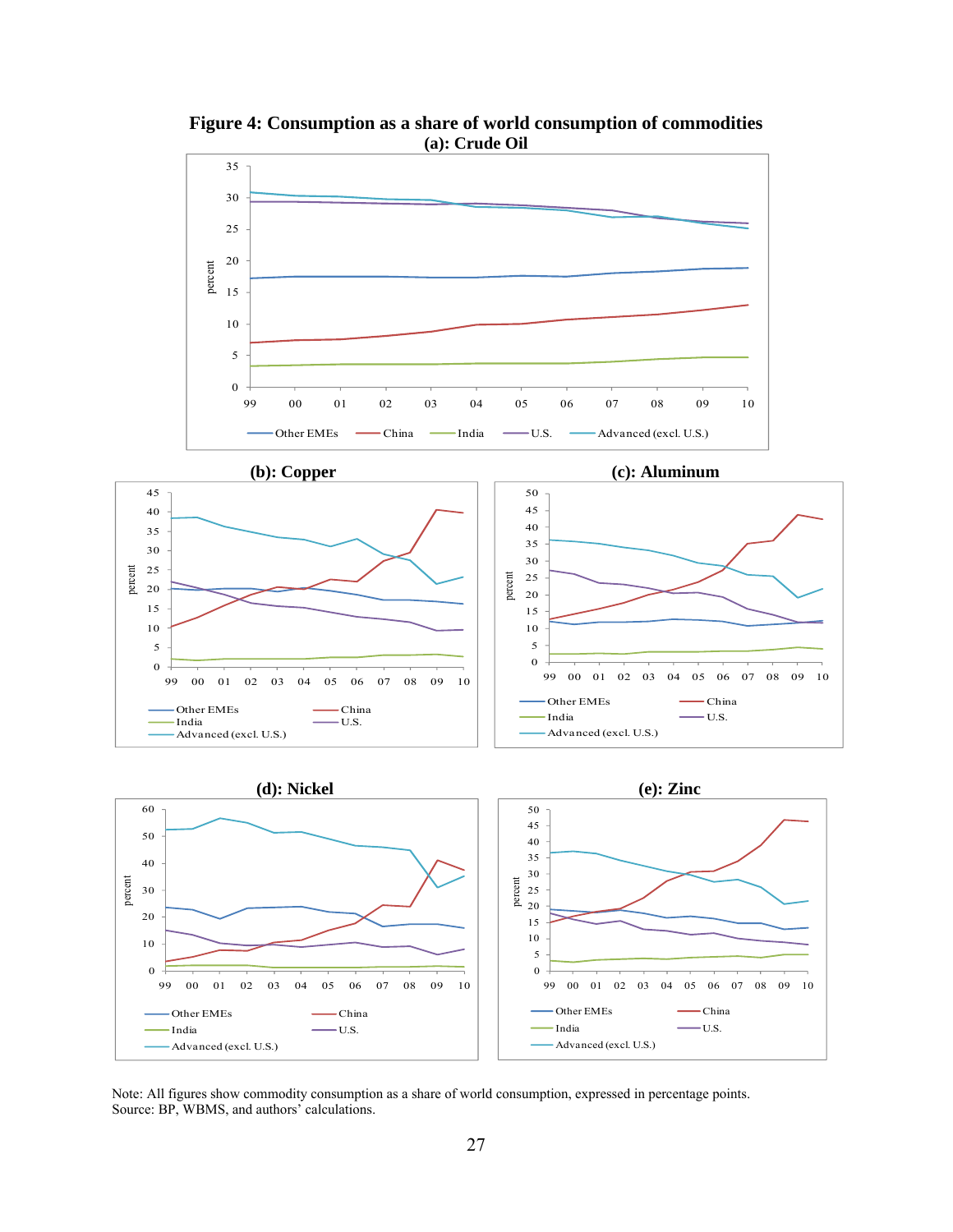**Figure 4: Consumption as a share of world consumption of commodities**

**(a): Crude Oil**

**(b): Copper**

**(c): Aluminum**

**(d): Nickel**

**(e): Zinc**

Note: All figures show commodity consumption as a share of world consumption, expressed in percentage points.
Source: BP, WBMS, and authors' calculations.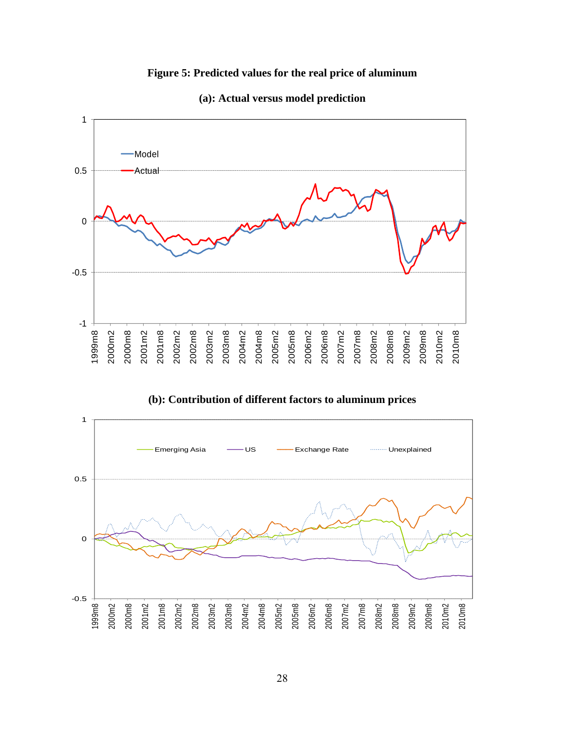# Figure 5: Predicted values for the real price of aluminum

## (a): Actual versus model prediction

## (b): Contribution of different factors to aluminum prices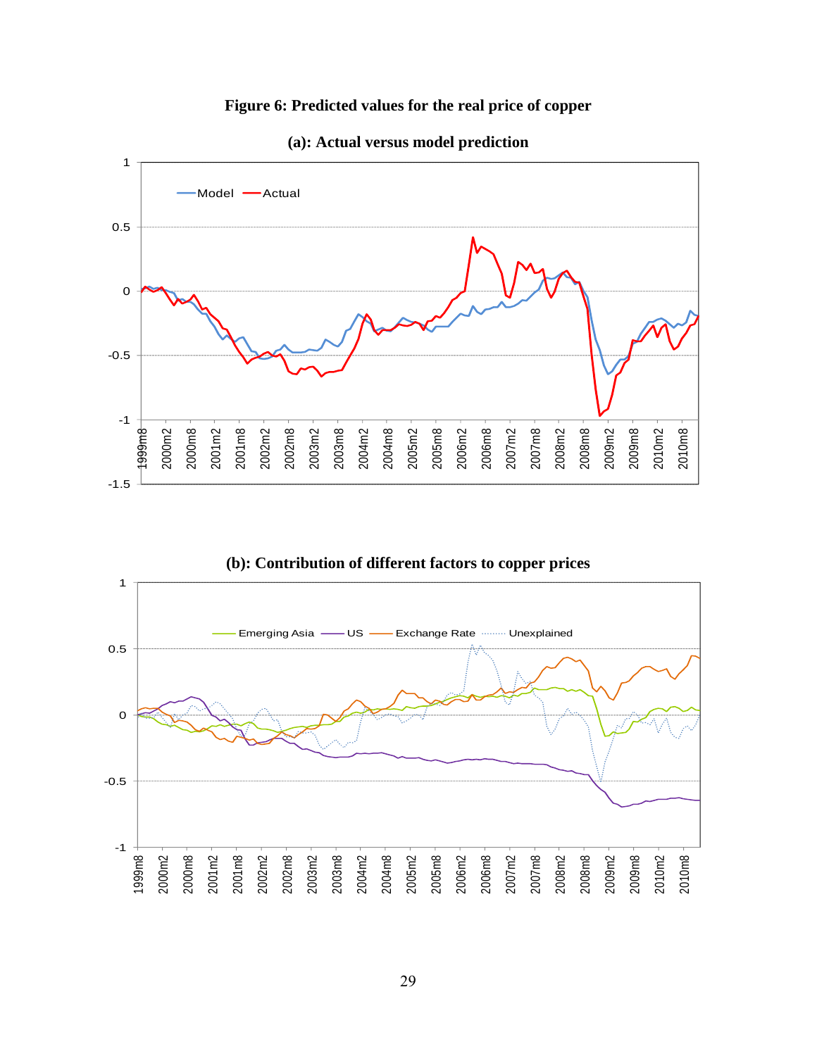# Figure 6: Predicted values for the real price of copper

## (a): Actual versus model prediction

## (b): Contribution of different factors to copper prices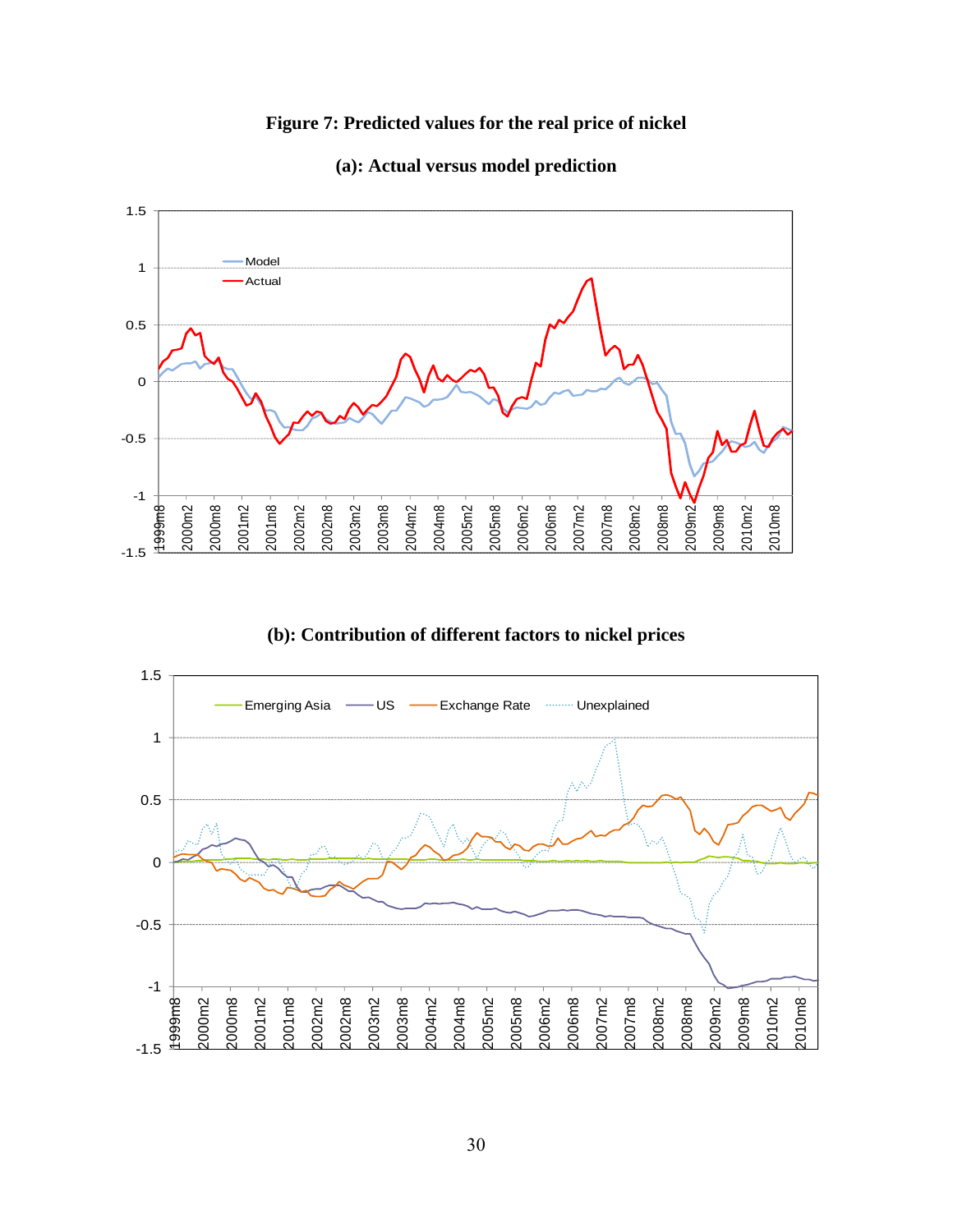**Figure 7: Predicted values for the real price of nickel**

**(a): Actual versus model prediction**

**(b): Contribution of different factors to nickel prices**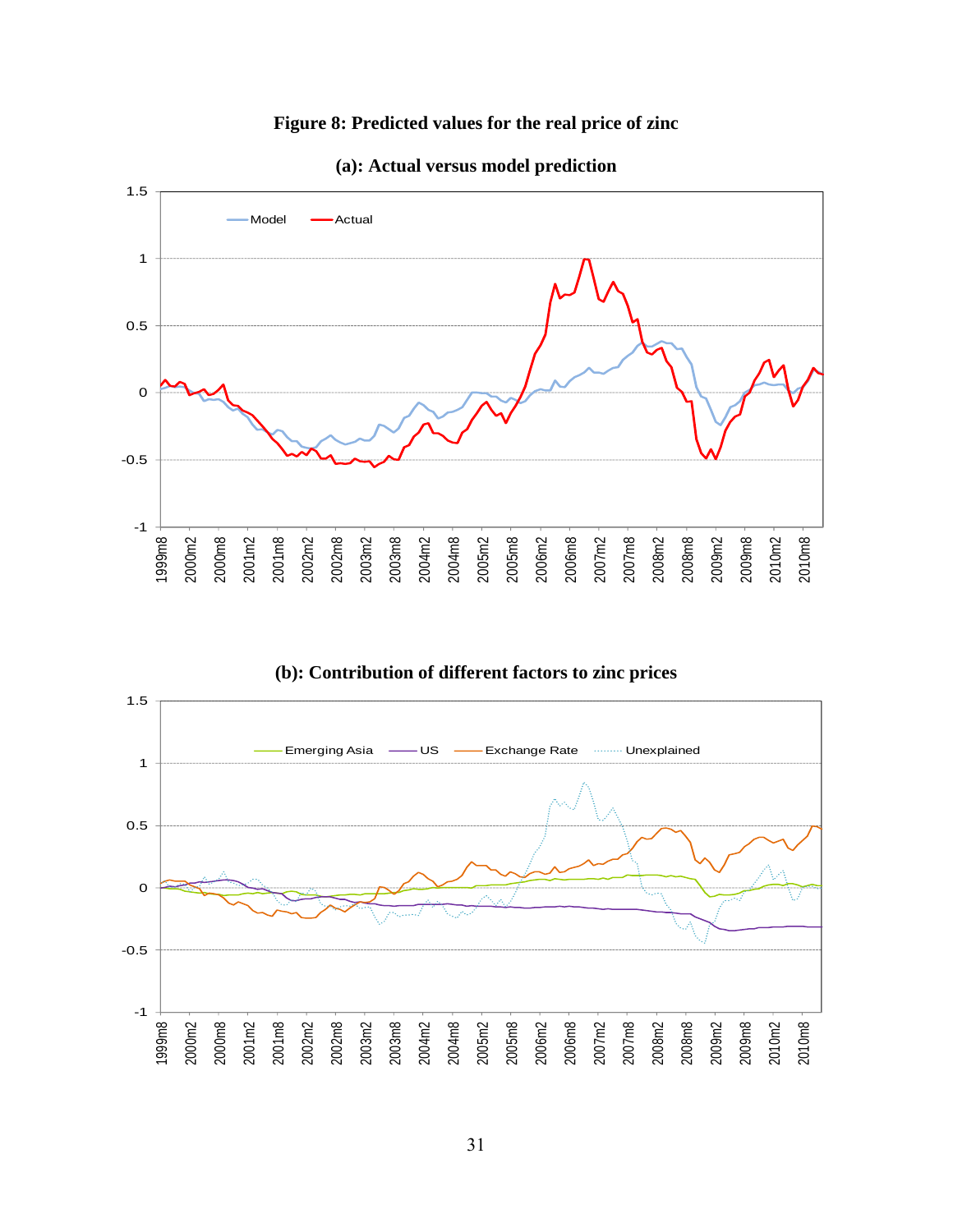**Figure 8: Predicted values for the real price of zinc**

**(a): Actual versus model prediction**

**(b): Contribution of different factors to zinc prices**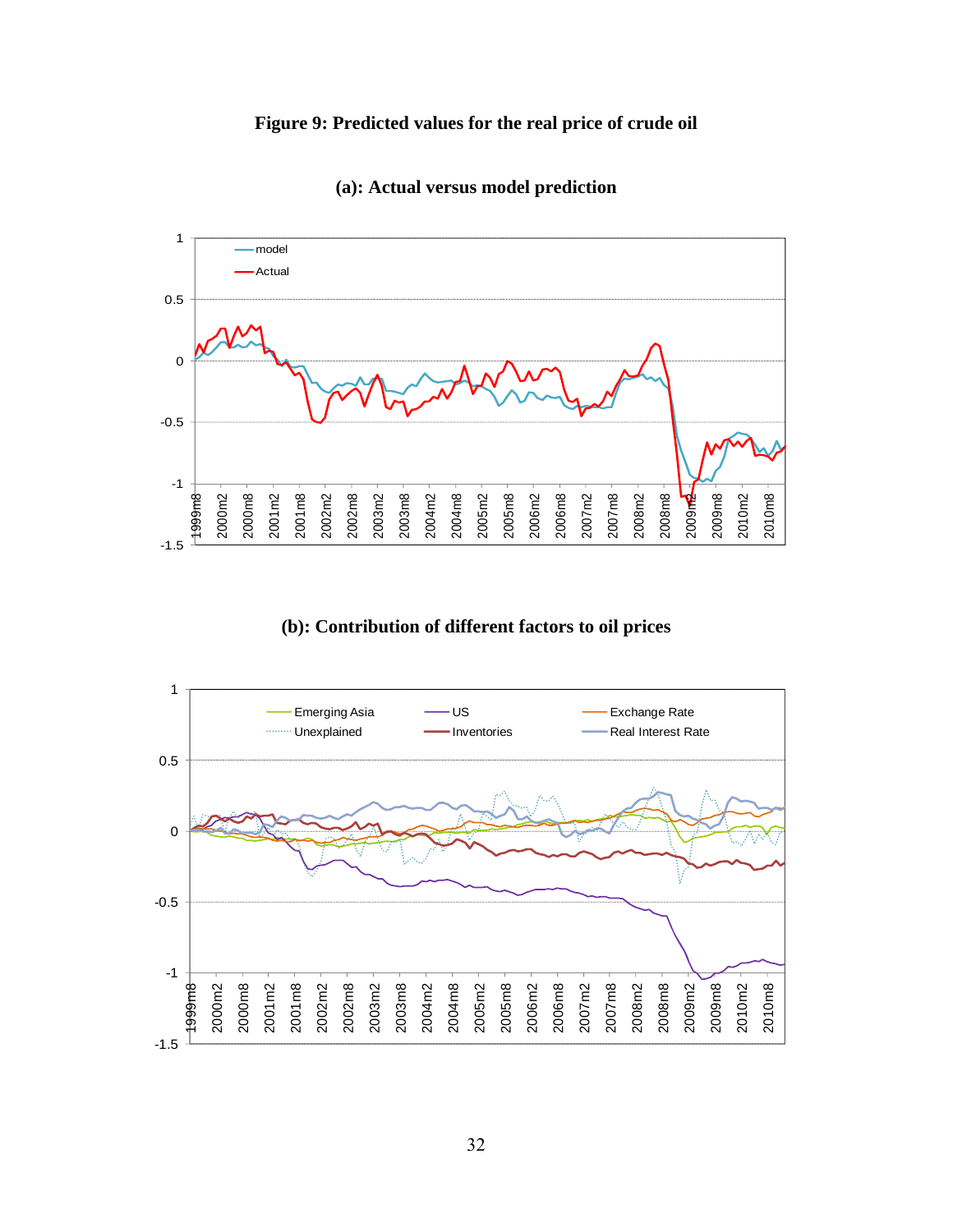**Figure 9: Predicted values for the real price of crude oil**

**(a): Actual versus model prediction**

model
Actual

1
0.5
0
-0.5
-1
-1.5

1999m8 2000m2 2000m8 2001m2 2001m8 2002m2 2002m8 2003m2 2003m8 2004m2 2004m8 2005m2 2005m8 2006m2 2006m8 2007m2 2007m8 2008m2 2008m8 2009m2 2009m8 2010m2 2010m8

**(b): Contribution of different factors to oil prices**

Emerging Asia
US
Exchange Rate
Unexplained
Inventories
Real Interest Rate

1
0.5
0
-0.5
-1
-1.5

1999m8 2000m2 2000m8 2001m2 2001m8 2002m2 2002m8 2003m2 2003m8 2004m2 2004m8 2005m2 2005m8 2006m2 2006m8 2007m2 2007m8 2008m2 2008m8 2009m2 2009m8 2010m2 2010m8